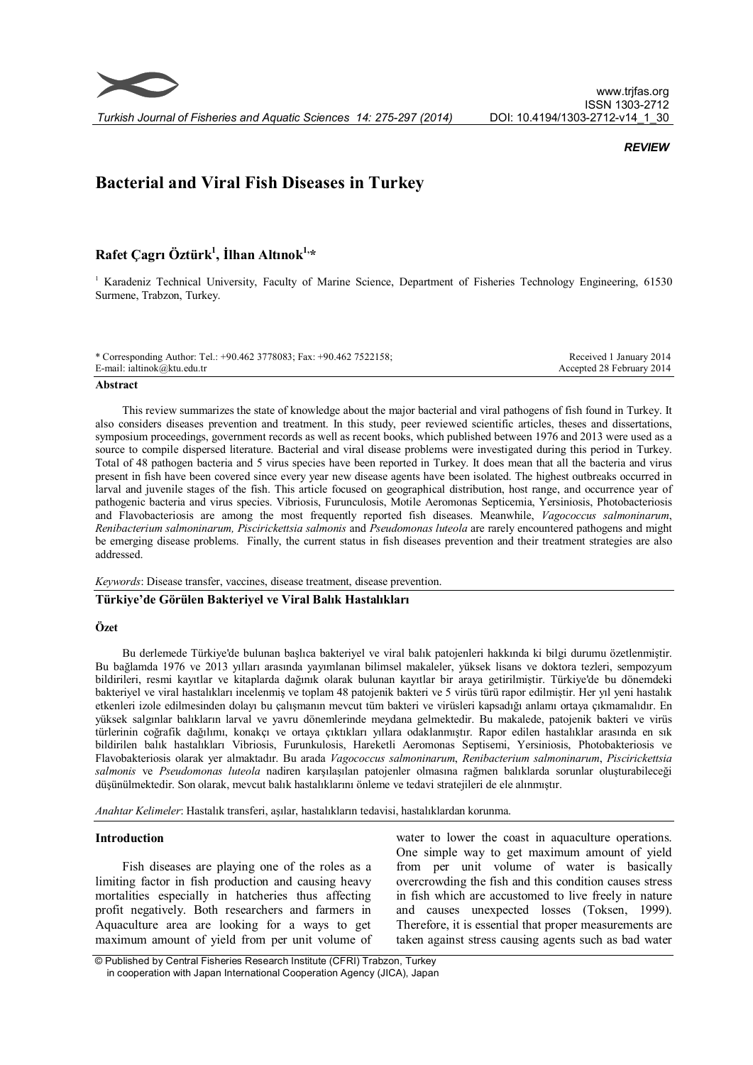*REVIEW*

# Bacterial and Viral Fish Diseases in Turkey

**Rafet Çagrı Öztürk[1], İlhan Altınok[1,*]**

[1] Karadeniz Technical University, Faculty of Marine Science, Department of Fisheries Technology Engineering, 61530 Surmene, Trabzon, Turkey.

\* Corresponding Author: Tel.: +90.462 3778083; Fax: +90.462 7522158;
E-mail: ialtinok@ktu.edu.tr

Received 1 January 2014
Accepted 28 February 2014

## Abstract

This review summarizes the state of knowledge about the major bacterial and viral pathogens of fish found in Turkey. It also considers diseases prevention and treatment. In this study, peer reviewed scientific articles, theses and dissertations, symposium proceedings, government records as well as recent books, which published between 1976 and 2013 were used as a source to compile dispersed literature. Bacterial and viral disease problems were investigated during this period in Turkey. Total of 48 pathogen bacteria and 5 virus species have been reported in Turkey. It does mean that all the bacteria and virus present in fish have been covered since every year new disease agents have been isolated. The highest outbreaks occurred in larval and juvenile stages of the fish. This article focused on geographical distribution, host range, and occurrence year of pathogenic bacteria and virus species. Vibriosis, Furunculosis, Motile Aeromonas Septicemia, Yersiniosis, Photobacteriosis and Flavobacteriosis are among the most frequently reported fish diseases. Meanwhile, *Vagococcus salmoninarum*, *Renibacterium salmoninarum, Piscirickettsia salmonis* and *Pseudomonas luteola* are rarely encountered pathogens and might be emerging disease problems. Finally, the current status in fish diseases prevention and their treatment strategies are also addressed.

*Keywords*: Disease transfer, vaccines, disease treatment, disease prevention.

## Türkiye'de Görülen Bakteriyel ve Viral Balık Hastalıkları

### Özet

Bu derlemede Türkiye'de bulunan başlıca bakteriyel ve viral balık patojenleri hakkında ki bilgi durumu özetlenmiştir. Bu bağlamda 1976 ve 2013 yılları arasında yayımlanan bilimsel makaleler, yüksek lisans ve doktora tezleri, sempozyum bildirileri, resmi kayıtlar ve kitaplarda dağınık olarak bulunan kayıtlar bir araya getirilmiştir. Türkiye'de bu dönemdeki bakteriyel ve viral hastalıkları incelenmiş ve toplam 48 patojenik bakteri ve 5 virüs türü rapor edilmiştir. Her yıl yeni hastalık etkenleri izole edilmesinden dolayı bu çalışmanın mevcut tüm bakteri ve virüsleri kapsadığı anlamı ortaya çıkmamalıdır. En yüksek salgınlar balıkların larval ve yavru dönemlerinde meydana gelmektedir. Bu makalede, patojenik bakteri ve virüs türlerinin coğrafik dağılımı, konakçı ve ortaya çıktıkları yıllara odaklanmıştır. Rapor edilen hastalıklar arasında en sık bildirilen balık hastalıkları Vibriosis, Furunkulosis, Hareketli Aeromonas Septisemi, Yersiniosis, Photobakteriosis ve Flavobakteriosis olarak yer almaktadır. Bu arada *Vagococcus salmoninarum*, *Renibacterium salmoninarum*, *Piscirickettsia salmonis* ve *Pseudomonas luteola* nadiren karşılaşılan patojenler olmasına rağmen balıklarda sorunlar oluşturabileceği düşünülmektedir. Son olarak, mevcut balık hastalıklarını önleme ve tedavi stratejileri de ele alınmıştır.

*Anahtar Kelimeler*: Hastalık transferi, aşılar, hastalıkların tedavisi, hastalıklardan korunma.

## Introduction

Fish diseases are playing one of the roles as a limiting factor in fish production and causing heavy mortalities especially in hatcheries thus affecting profit negatively. Both researchers and farmers in Aquaculture area are looking for a ways to get maximum amount of yield from per unit volume of water to lower the coast in aquaculture operations. One simple way to get maximum amount of yield from per unit volume of water is basically overcrowding the fish and this condition causes stress in fish which are accustomed to live freely in nature and causes unexpected losses (Toksen, 1999). Therefore, it is essential that proper measurements are taken against stress causing agents such as bad water

© Published by Central Fisheries Research Institute (CFRI) Trabzon, Turkey in cooperation with Japan International Cooperation Agency (JICA), Japan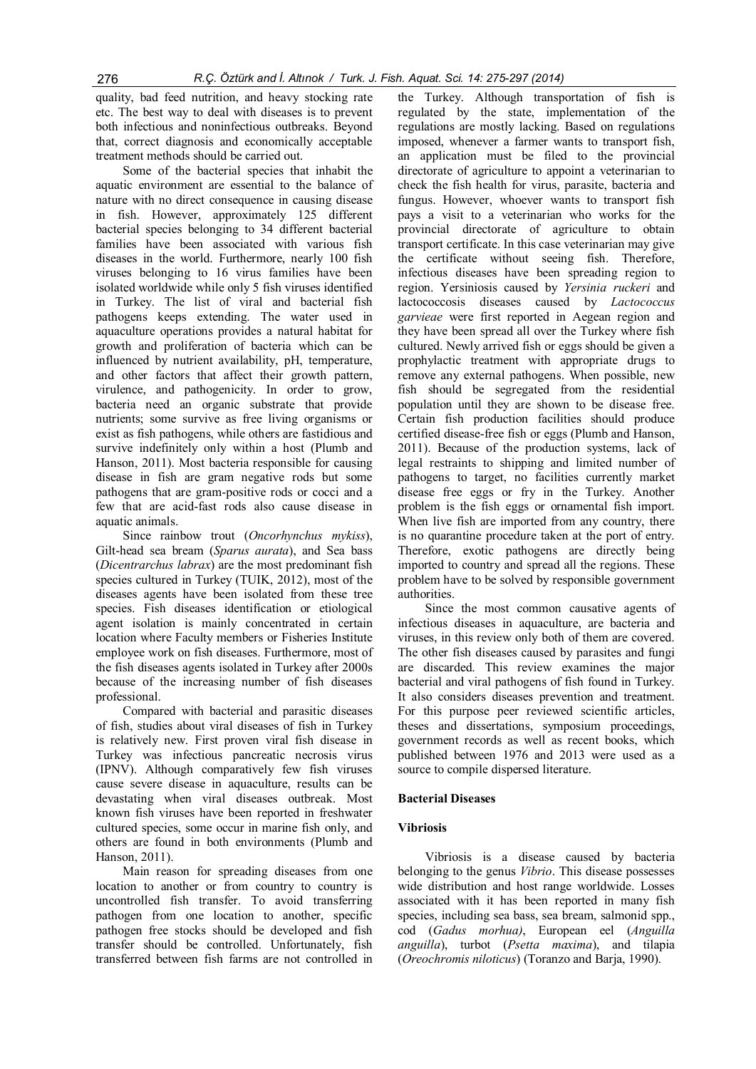quality, bad feed nutrition, and heavy stocking rate etc. The best way to deal with diseases is to prevent both infectious and noninfectious outbreaks. Beyond that, correct diagnosis and economically acceptable treatment methods should be carried out.

Some of the bacterial species that inhabit the aquatic environment are essential to the balance of nature with no direct consequence in causing disease in fish. However, approximately 125 different bacterial species belonging to 34 different bacterial families have been associated with various fish diseases in the world. Furthermore, nearly 100 fish viruses belonging to 16 virus families have been isolated worldwide while only 5 fish viruses identified in Turkey. The list of viral and bacterial fish pathogens keeps extending. The water used in aquaculture operations provides a natural habitat for growth and proliferation of bacteria which can be influenced by nutrient availability, pH, temperature, and other factors that affect their growth pattern, virulence, and pathogenicity. In order to grow, bacteria need an organic substrate that provide nutrients; some survive as free living organisms or exist as fish pathogens, while others are fastidious and survive indefinitely only within a host (Plumb and Hanson, 2011). Most bacteria responsible for causing disease in fish are gram negative rods but some pathogens that are gram-positive rods or cocci and a few that are acid-fast rods also cause disease in aquatic animals.

Since rainbow trout (*Oncorhynchus mykiss*), Gilt-head sea bream (*Sparus aurata*), and Sea bass (*Dicentrarchus labrax*) are the most predominant fish species cultured in Turkey (TUIK, 2012), most of the diseases agents have been isolated from these tree species. Fish diseases identification or etiological agent isolation is mainly concentrated in certain location where Faculty members or Fisheries Institute employee work on fish diseases. Furthermore, most of the fish diseases agents isolated in Turkey after 2000s because of the increasing number of fish diseases professional.

Compared with bacterial and parasitic diseases of fish, studies about viral diseases of fish in Turkey is relatively new. First proven viral fish disease in Turkey was infectious pancreatic necrosis virus (IPNV). Although comparatively few fish viruses cause severe disease in aquaculture, results can be devastating when viral diseases outbreak. Most known fish viruses have been reported in freshwater cultured species, some occur in marine fish only, and others are found in both environments (Plumb and Hanson, 2011).

Main reason for spreading diseases from one location to another or from country to country is uncontrolled fish transfer. To avoid transferring pathogen from one location to another, specific pathogen free stocks should be developed and fish transfer should be controlled. Unfortunately, fish transferred between fish farms are not controlled in the Turkey. Although transportation of fish is regulated by the state, implementation of the regulations are mostly lacking. Based on regulations imposed, whenever a farmer wants to transport fish, an application must be filed to the provincial directorate of agriculture to appoint a veterinarian to check the fish health for virus, parasite, bacteria and fungus. However, whoever wants to transport fish pays a visit to a veterinarian who works for the provincial directorate of agriculture to obtain transport certificate. In this case veterinarian may give the certificate without seeing fish. Therefore, infectious diseases have been spreading region to region. Yersiniosis caused by *Yersinia ruckeri* and lactococcosis diseases caused by *Lactococcus garvieae* were first reported in Aegean region and they have been spread all over the Turkey where fish cultured. Newly arrived fish or eggs should be given a prophylactic treatment with appropriate drugs to remove any external pathogens. When possible, new fish should be segregated from the residential population until they are shown to be disease free. Certain fish production facilities should produce certified disease-free fish or eggs (Plumb and Hanson, 2011). Because of the production systems, lack of legal restraints to shipping and limited number of pathogens to target, no facilities currently market disease free eggs or fry in the Turkey. Another problem is the fish eggs or ornamental fish import. When live fish are imported from any country, there is no quarantine procedure taken at the port of entry. Therefore, exotic pathogens are directly being imported to country and spread all the regions. These problem have to be solved by responsible government authorities.

Since the most common causative agents of infectious diseases in aquaculture, are bacteria and viruses, in this review only both of them are covered. The other fish diseases caused by parasites and fungi are discarded. This review examines the major bacterial and viral pathogens of fish found in Turkey. It also considers diseases prevention and treatment. For this purpose peer reviewed scientific articles, theses and dissertations, symposium proceedings, government records as well as recent books, which published between 1976 and 2013 were used as a source to compile dispersed literature.

## Bacterial Diseases

### Vibriosis

Vibriosis is a disease caused by bacteria belonging to the genus *Vibrio*. This disease possesses wide distribution and host range worldwide. Losses associated with it has been reported in many fish species, including sea bass, sea bream, salmonid spp., cod (*Gadus morhua)*, European eel (*Anguilla anguilla*), turbot (*Psetta maxima*), and tilapia (*Oreochromis niloticus*) (Toranzo and Barja, 1990).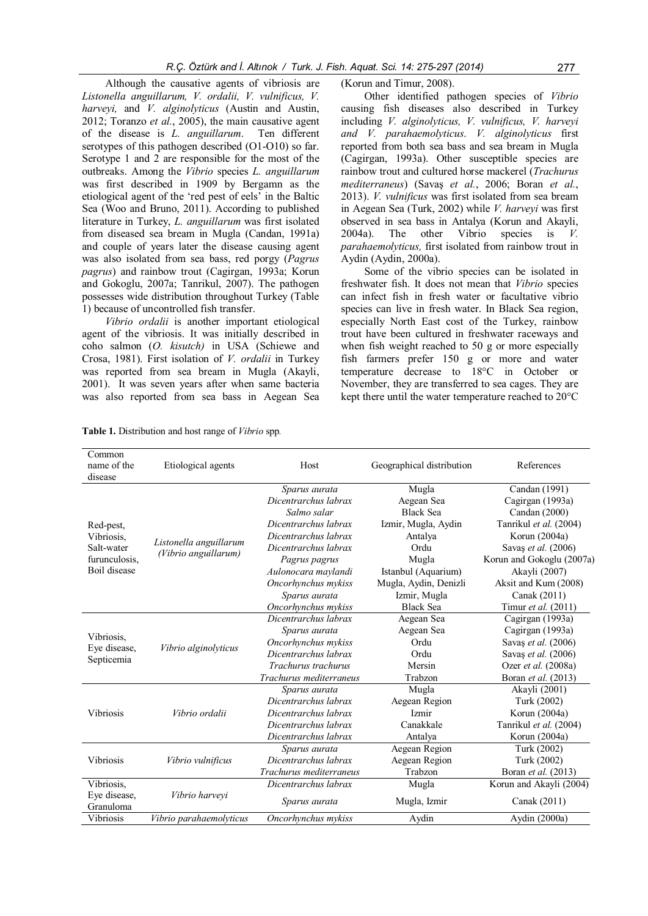Although the causative agents of vibriosis are *Listonella anguillarum, V. ordalii, V. vulnificus, V. harveyi,* and *V. alginolyticus* (Austin and Austin, 2012; Toranzo *et al.*, 2005), the main causative agent of the disease is *L. anguillarum*. Ten different serotypes of this pathogen described (O1-O10) so far. Serotype 1 and 2 are responsible for the most of the outbreaks. Among the *Vibrio* species *L. anguillarum* was first described in 1909 by Bergamn as the etiological agent of the 'red pest of eels' in the Baltic Sea (Woo and Bruno, 2011). According to published literature in Turkey, *L. anguillarum* was first isolated from diseased sea bream in Mugla (Candan, 1991a) and couple of years later the disease causing agent was also isolated from sea bass, red porgy (*Pagrus pagrus*) and rainbow trout (Cagirgan, 1993a; Korun and Gokoglu, 2007a; Tanrikul, 2007). The pathogen possesses wide distribution throughout Turkey (Table 1) because of uncontrolled fish transfer.

*Vibrio ordalii* is another important etiological agent of the vibriosis. It was initially described in coho salmon (*O. kisutch)* in USA (Schiewe and Crosa, 1981). First isolation of *V. ordalii* in Turkey was reported from sea bream in Mugla (Akayli, 2001). It was seven years after when same bacteria was also reported from sea bass in Aegean Sea (Korun and Timur, 2008).

Other identified pathogen species of *Vibrio* causing fish diseases also described in Turkey including *V. alginolyticus, V. vulnificus, V. harveyi and V. parahaemolyticus*. *V. alginolyticus* first reported from both sea bass and sea bream in Mugla (Cagirgan, 1993a). Other susceptible species are rainbow trout and cultured horse mackerel (*Trachurus mediterraneus*) (Savaş *et al.*, 2006; Boran *et al.*, 2013). *V. vulnificus* was first isolated from sea bream in Aegean Sea (Turk, 2002) while *V. harveyi* was first observed in sea bass in Antalya (Korun and Akayli, 2004a). The other Vibrio species is *V. parahaemolyticus,* first isolated from rainbow trout in Aydin (Aydin, 2000a).

Some of the vibrio species can be isolated in freshwater fish. It does not mean that *Vibrio* species can infect fish in fresh water or facultative vibrio species can live in fresh water. In Black Sea region, especially North East cost of the Turkey, rainbow trout have been cultured in freshwater raceways and when fish weight reached to 50 g or more especially fish farmers prefer 150 g or more and water temperature decrease to 18°C in October or November, they are transferred to sea cages. They are kept there until the water temperature reached to 20°C

**Table 1.** Distribution and host range of *Vibrio* spp.

| Common name of the disease | Etiological agents | Host | Geographical distribution | References |
|---|---|---|---|---|
| Red-pest, Vibriosis, Salt-water furunculosis, Boil disease | *Listonella anguillarum (Vibrio anguillarum)* | *Sparus aurata* | Mugla | Candan (1991) |
| | | *Dicentrarchus labrax* | Aegean Sea | Cagirgan (1993a) |
| | | *Salmo salar* | Black Sea | Candan (2000) |
| | | *Dicentrarchus labrax* | Izmir, Mugla, Aydin | Tanrikul *et al.* (2004) |
| | | *Dicentrarchus labrax* | Antalya | Korun (2004a) |
| | | *Dicentrarchus labrax* | Ordu | Savaş *et al.* (2006) |
| | | *Pagrus pagrus* | Mugla | Korun and Gokoglu (2007a) |
| | | *Aulonocara maylandi* | Istanbul (Aquarium) | Akayli (2007) |
| | | *Oncorhynchus mykiss* | Mugla, Aydin, Denizli | Aksit and Kum (2008) |
| | | *Sparus aurata* | Izmir, Mugla | Canak (2011) |
| | | *Oncorhynchus mykiss* | Black Sea | Timur *et al.* (2011) |
| Vibriosis, Eye disease, Septicemia | *Vibrio alginolyticus* | *Dicentrarchus labrax* | Aegean Sea | Cagirgan (1993a) |
| | | *Sparus aurata* | Aegean Sea | Cagirgan (1993a) |
| | | *Oncorhynchus mykiss* | Ordu | Savaş *et al.* (2006) |
| | | *Dicentrarchus labrax* | Ordu | Savaş *et al.* (2006) |
| | | *Trachurus trachurus* | Mersin | Ozer *et al.* (2008a) |
| | | *Trachurus mediterraneus* | Trabzon | Boran *et al.* (2013) |
| Vibriosis | *Vibrio ordalii* | *Sparus aurata* | Mugla | Akayli (2001) |
| | | *Dicentrarchus labrax* | Aegean Region | Turk (2002) |
| | | *Dicentrarchus labrax* | Izmir | Korun (2004a) |
| | | *Dicentrarchus labrax* | Canakkale | Tanrikul *et al.* (2004) |
| | | *Dicentrarchus labrax* | Antalya | Korun (2004a) |
| Vibriosis | *Vibrio vulnificus* | *Sparus aurata* | Aegean Region | Turk (2002) |
| | | *Dicentrarchus labrax* | Aegean Region | Turk (2002) |
| | | *Trachurus mediterraneus* | Trabzon | Boran *et al.* (2013) |
| Vibriosis, Eye disease, Granuloma | *Vibrio harveyi* | *Dicentrarchus labrax* | Mugla | Korun and Akayli (2004) |
| | | *Sparus aurata* | Mugla, Izmir | Canak (2011) |
| Vibriosis | *Vibrio parahaemolyticus* | *Oncorhynchus mykiss* | Aydin | Aydin (2000a) |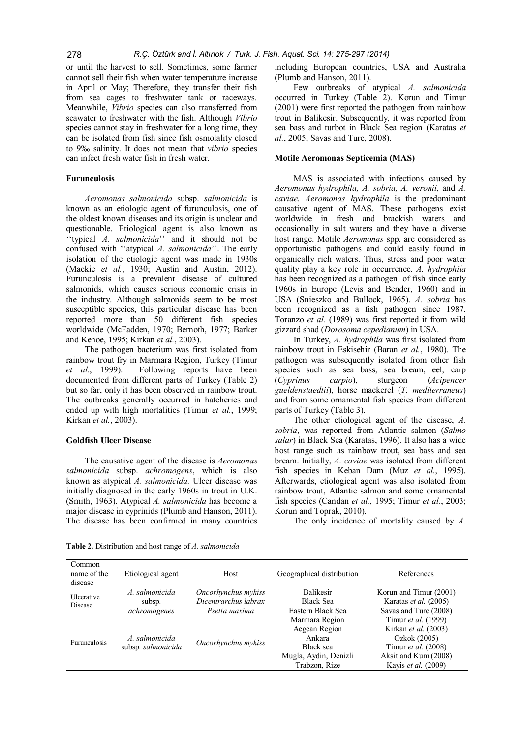or until the harvest to sell. Sometimes, some farmer cannot sell their fish when water temperature increase in April or May; Therefore, they transfer their fish from sea cages to freshwater tank or raceways. Meanwhile, *Vibrio* species can also transferred from seawater to freshwater with the fish. Although *Vibrio* species cannot stay in freshwater for a long time, they can be isolated from fish since fish osmolality closed to 9‰ salinity. It does not mean that *vibrio* species can infect fresh water fish in fresh water.

### Furunculosis

*Aeromonas salmonicida* subsp. *salmonicida* is known as an etiologic agent of furunculosis, one of the oldest known diseases and its origin is unclear and questionable. Etiological agent is also known as ''typical *A. salmonicida*'' and it should not be confused with ''atypical *A. salmonicida*''. The early isolation of the etiologic agent was made in 1930s (Mackie *et al.*, 1930; Austin and Austin, 2012). Furunculosis is a prevalent disease of cultured salmonids, which causes serious economic crisis in the industry. Although salmonids seem to be most susceptible species, this particular disease has been reported more than 50 different fish species worldwide (McFadden, 1970; Bernoth, 1977; Barker and Kehoe, 1995; Kirkan *et al.*, 2003).

The pathogen bacterium was first isolated from rainbow trout fry in Marmara Region, Turkey (Timur *et al.*, 1999). Following reports have been documented from different parts of Turkey (Table 2) but so far, only it has been observed in rainbow trout. The outbreaks generally occurred in hatcheries and ended up with high mortalities (Timur *et al.*, 1999; Kirkan *et al.*, 2003).

### Goldfish Ulcer Disease

The causative agent of the disease is *Aeromonas salmonicida* subsp. *achromogens*, which is also known as atypical *A. salmonicida.* Ulcer disease was initially diagnosed in the early 1960s in trout in U.K. (Smith, 1963). Atypical *A. salmonicida* has become a major disease in cyprinids (Plumb and Hanson, 2011). The disease has been confirmed in many countries including European countries, USA and Australia (Plumb and Hanson, 2011).

Few outbreaks of atypical *A. salmonicida* occurred in Turkey (Table 2). Korun and Timur (2001) were first reported the pathogen from rainbow trout in Balikesir. Subsequently, it was reported from sea bass and turbot in Black Sea region (Karatas *et al.*, 2005; Savas and Ture, 2008).

### Motile Aeromonas Septicemia (MAS)

MAS is associated with infections caused by *Aeromonas hydrophila, A. sobria, A. veronii*, and *A. caviae. Aeromonas hydrophila* is the predominant causative agent of MAS. These pathogens exist worldwide in fresh and brackish waters and occasionally in salt waters and they have a diverse host range. Motile *Aeromonas* spp. are considered as opportunistic pathogens and could easily found in organically rich waters. Thus, stress and poor water quality play a key role in occurrence. *A. hydrophila* has been recognized as a pathogen of fish since early 1960s in Europe (Levis and Bender, 1960) and in USA (Snieszko and Bullock, 1965). *A. sobria* has been recognized as a fish pathogen since 1987. Toranzo *et al.* (1989) was first reported it from wild gizzard shad (*Dorosoma cepedianum*) in USA.

In Turkey, *A. hydrophila* was first isolated from rainbow trout in Eskisehir (Baran *et al.*, 1980). The pathogen was subsequently isolated from other fish species such as sea bass, sea bream, eel, carp (*Cyprinus carpio*), sturgeon (*Acipencer gueldenstaedtii*), horse mackerel (*T. mediterraneus*) and from some ornamental fish species from different parts of Turkey (Table 3).

The other etiological agent of the disease, *A. sobria*, was reported from Atlantic salmon (*Salmo salar*) in Black Sea (Karatas, 1996). It also has a wide host range such as rainbow trout, sea bass and sea bream. Initially, *A. caviae* was isolated from different fish species in Keban Dam (Muz *et al.*, 1995). Afterwards, etiological agent was also isolated from rainbow trout, Atlantic salmon and some ornamental fish species (Candan *et al.*, 1995; Timur *et al.*, 2003; Korun and Toprak, 2010).

The only incidence of mortality caused by *A.*

**Table 2.** Distribution and host range of *A. salmonicida*

| Common name of the disease | Etiological agent | Host | Geographical distribution | References |
|---|---|---|---|---|
| Ulcerative Disease | *A. salmonicida* subsp. *achromogenes* | *Oncorhynchus mykiss* | Balikesir | Korun and Timur (2001) |
| | | *Dicentrarchus labrax* | Black Sea | Karatas *et al.* (2005) |
| | | *Psetta maxima* | Eastern Black Sea | Savas and Ture (2008) |
| Furunculosis | *A. salmonicida* subsp. *salmonicida* | *Oncorhynchus mykiss* | Marmara Region | Timur *et al.* (1999) |
| | | | Aegean Region | Kirkan *et al.* (2003) |
| | | | Ankara | Ozkok (2005) |
| | | | Black sea | Timur *et al.* (2008) |
| | | | Mugla, Aydin, Denizli | Aksit and Kum (2008) |
| | | | Trabzon, Rize | Kayis *et al.* (2009) |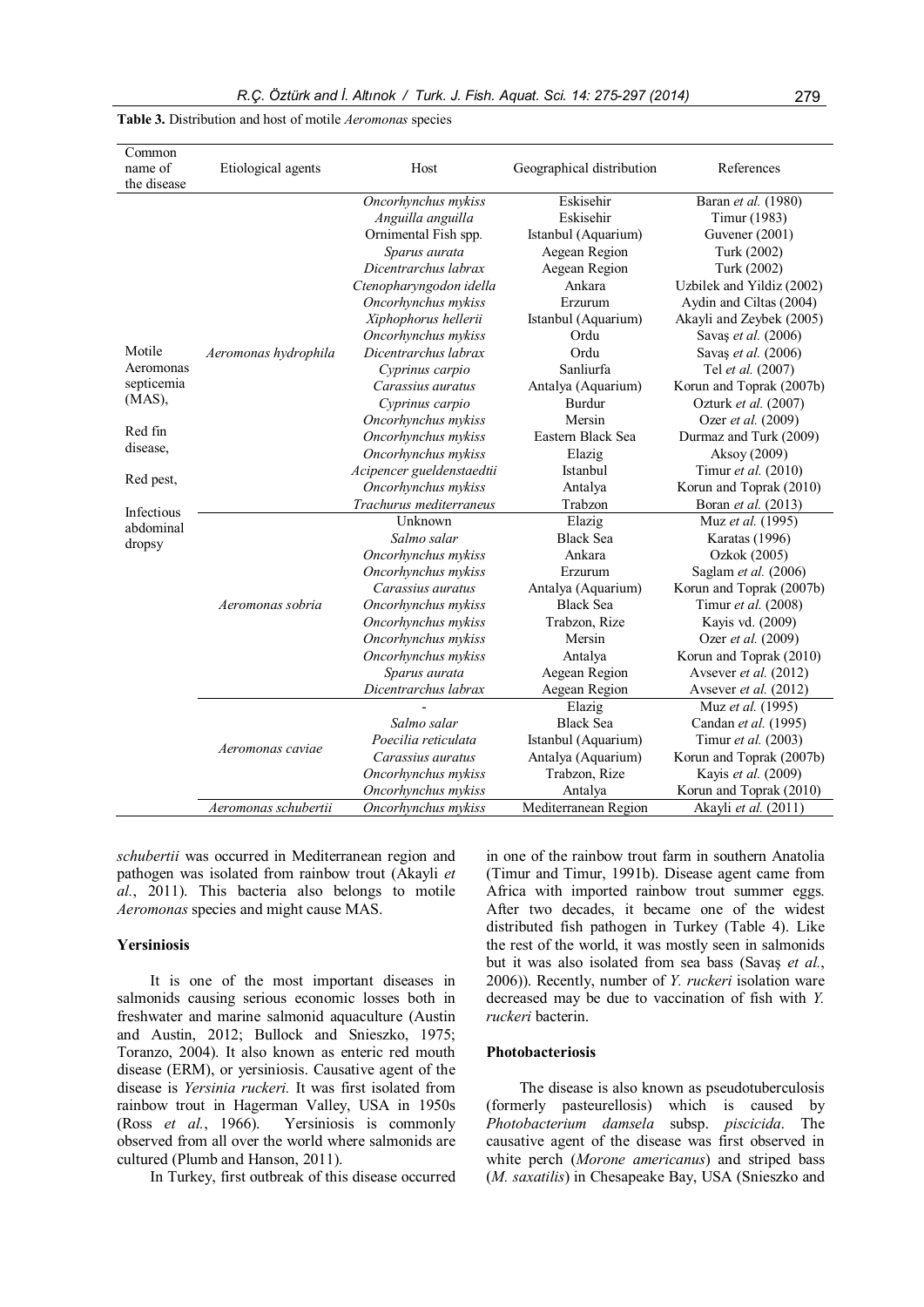**Table 3.** Distribution and host of motile *Aeromonas* species

| Common name of the disease | Etiological agents | Host | Geographical distribution | References |
|---|---|---|---|---|
| Motile Aeromonas septicemia (MAS), Red fin disease, Red pest, Infectious abdominal dropsy | *Aeromonas hydrophila* | *Oncorhynchus mykiss* | Eskisehir | Baran *et al.* (1980) |
| | | *Anguilla anguilla* | Eskisehir | Timur (1983) |
| | | Ornimental Fish spp. | Istanbul (Aquarium) | Guvener (2001) |
| | | *Sparus aurata* | Aegean Region | Turk (2002) |
| | | *Dicentrarchus labrax* | Aegean Region | Turk (2002) |
| | | *Ctenopharyngodon idella* | Ankara | Uzbilek and Yildiz (2002) |
| | | *Oncorhynchus mykiss* | Erzurum | Aydin and Ciltas (2004) |
| | | *Xiphophorus hellerii* | Istanbul (Aquarium) | Akayli and Zeybek (2005) |
| | | *Oncorhynchus mykiss* | Ordu | Savaş *et al.* (2006) |
| | | *Dicentrarchus labrax* | Ordu | Savaş *et al.* (2006) |
| | | *Cyprinus carpio* | Sanliurfa | Tel *et al.* (2007) |
| | | *Carassius auratus* | Antalya (Aquarium) | Korun and Toprak (2007b) |
| | | *Cyprinus carpio* | Burdur | Ozturk *et al.* (2007) |
| | | *Oncorhynchus mykiss* | Mersin | Ozer *et al.* (2009) |
| | | *Oncorhynchus mykiss* | Eastern Black Sea | Durmaz and Turk (2009) |
| | | *Oncorhynchus mykiss* | Elazig | Aksoy (2009) |
| | | *Acipencer gueldenstaedtii* | Istanbul | Timur *et al.* (2010) |
| | | *Oncorhynchus mykiss* | Antalya | Korun and Toprak (2010) |
| | | *Trachurus mediterraneus* | Trabzon | Boran *et al.* (2013) |
| | *Aeromonas sobria* | Unknown | Elazig | Muz *et al.* (1995) |
| | | *Salmo salar* | Black Sea | Karatas (1996) |
| | | *Oncorhynchus mykiss* | Ankara | Ozkok (2005) |
| | | *Oncorhynchus mykiss* | Erzurum | Saglam *et al.* (2006) |
| | | *Carassius auratus* | Antalya (Aquarium) | Korun and Toprak (2007b) |
| | | *Oncorhynchus mykiss* | Black Sea | Timur *et al.* (2008) |
| | | *Oncorhynchus mykiss* | Trabzon, Rize | Kayis vd. (2009) |
| | | *Oncorhynchus mykiss* | Mersin | Ozer *et al.* (2009) |
| | | *Oncorhynchus mykiss* | Antalya | Korun and Toprak (2010) |
| | | *Sparus aurata* | Aegean Region | Avsever *et al.* (2012) |
| | | *Dicentrarchus labrax* | Aegean Region | Avsever *et al.* (2012) |
| | *Aeromonas caviae* | - | Elazig | Muz *et al.* (1995) |
| | | *Salmo salar* | Black Sea | Candan *et al.* (1995) |
| | | *Poecilia reticulata* | Istanbul (Aquarium) | Timur *et al.* (2003) |
| | | *Carassius auratus* | Antalya (Aquarium) | Korun and Toprak (2007b) |
| | | *Oncorhynchus mykiss* | Trabzon, Rize | Kayis *et al.* (2009) |
| | | *Oncorhynchus mykiss* | Antalya | Korun and Toprak (2010) |
| | *Aeromonas schubertii* | *Oncorhynchus mykiss* | Mediterranean Region | Akayli *et al.* (2011) |

*schubertii* was occurred in Mediterranean region and pathogen was isolated from rainbow trout (Akayli *et al.*, 2011). This bacteria also belongs to motile *Aeromonas* species and might cause MAS.

### Yersiniosis

It is one of the most important diseases in salmonids causing serious economic losses both in freshwater and marine salmonid aquaculture (Austin and Austin, 2012; Bullock and Snieszko, 1975; Toranzo, 2004). It also known as enteric red mouth disease (ERM), or yersiniosis. Causative agent of the disease is *Yersinia ruckeri.* It was first isolated from rainbow trout in Hagerman Valley, USA in 1950s (Ross *et al.*, 1966). Yersiniosis is commonly observed from all over the world where salmonids are cultured (Plumb and Hanson, 2011).

In Turkey, first outbreak of this disease occurred in one of the rainbow trout farm in southern Anatolia (Timur and Timur, 1991b). Disease agent came from Africa with imported rainbow trout summer eggs. After two decades, it became one of the widest distributed fish pathogen in Turkey (Table 4). Like the rest of the world, it was mostly seen in salmonids but it was also isolated from sea bass (Savaş *et al.*, 2006)). Recently, number of *Y. ruckeri* isolation ware decreased may be due to vaccination of fish with *Y. ruckeri* bacterin.

### Photobacteriosis

The disease is also known as pseudotuberculosis (formerly pasteurellosis) which is caused by *Photobacterium damsela* subsp. *piscicida*. The causative agent of the disease was first observed in white perch (*Morone americanus*) and striped bass (*M. saxatilis*) in Chesapeake Bay, USA (Snieszko and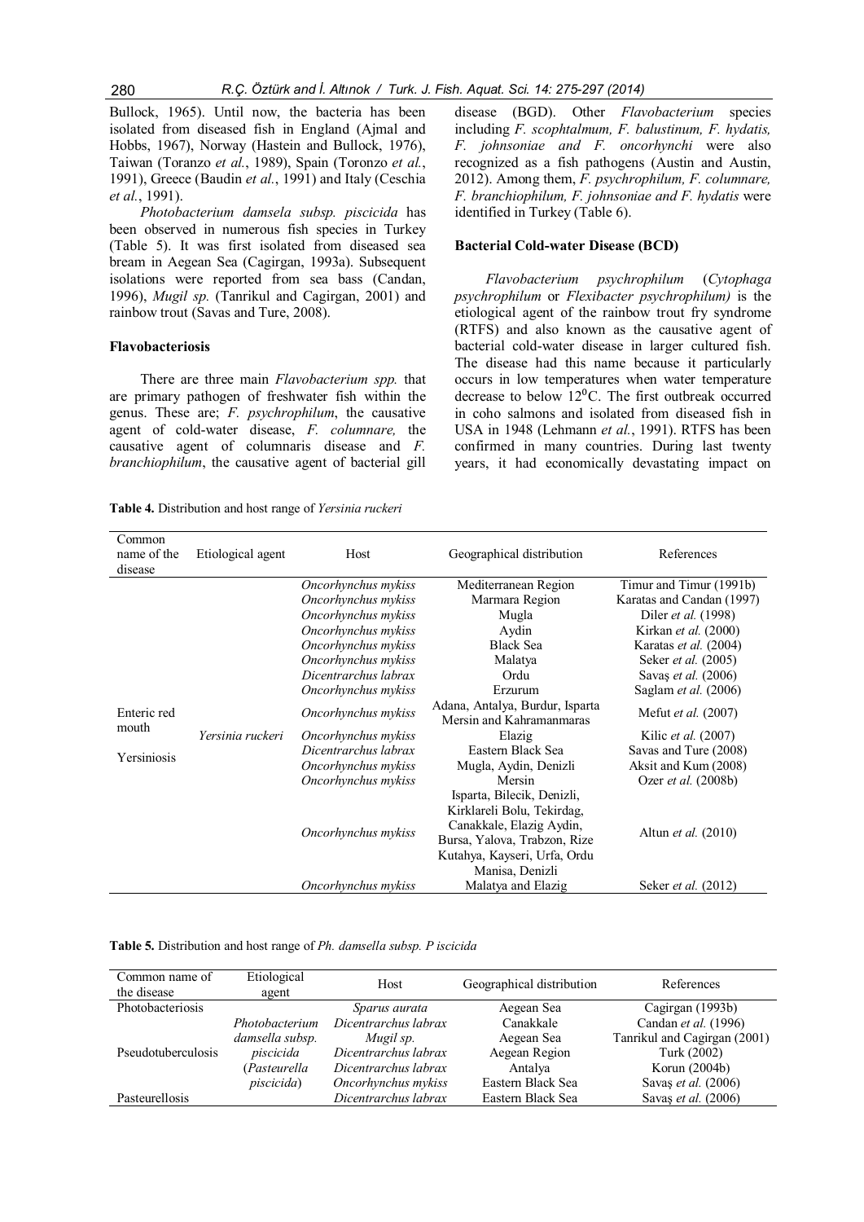Bullock, 1965). Until now, the bacteria has been isolated from diseased fish in England (Ajmal and Hobbs, 1967), Norway (Hastein and Bullock, 1976), Taiwan (Toranzo *et al.*, 1989), Spain (Toronzo *et al.*, 1991), Greece (Baudin *et al.*, 1991) and Italy (Ceschia *et al.*, 1991).

*Photobacterium damsela subsp. piscicida* has been observed in numerous fish species in Turkey (Table 5). It was first isolated from diseased sea bream in Aegean Sea (Cagirgan, 1993a). Subsequent isolations were reported from sea bass (Candan, 1996), *Mugil sp.* (Tanrikul and Cagirgan, 2001) and rainbow trout (Savas and Ture, 2008).

### Flavobacteriosis

There are three main *Flavobacterium spp.* that are primary pathogen of freshwater fish within the genus. These are; *F. psychrophilum*, the causative agent of cold-water disease, *F. columnare,* the causative agent of columnaris disease and *F. branchiophilum*, the causative agent of bacterial gill disease (BGD). Other *Flavobacterium* species including *F. scophtalmum, F. balustinum, F. hydatis, F. johnsoniae and F. oncorhynchi* were also recognized as a fish pathogens (Austin and Austin, 2012). Among them, *F. psychrophilum, F. columnare, F. branchiophilum, F. johnsoniae and F. hydatis* were identified in Turkey (Table 6).

### Bacterial Cold-water Disease (BCD)

*Flavobacterium psychrophilum* (*Cytophaga psychrophilum* or *Flexibacter psychrophilum)* is the etiological agent of the rainbow trout fry syndrome (RTFS) and also known as the causative agent of bacterial cold-water disease in larger cultured fish. The disease had this name because it particularly occurs in low temperatures when water temperature decrease to below $12^0$C. The first outbreak occurred in coho salmons and isolated from diseased fish in USA in 1948 (Lehmann *et al.*, 1991). RTFS has been confirmed in many countries. During last twenty years, it had economically devastating impact on

**Table 4.** Distribution and host range of *Yersinia ruckeri*

| Common name of the disease | Etiological agent | Host | Geographical distribution | References |
|---|---|---|---|---|
| | | *Oncorhynchus mykiss* | Mediterranean Region | Timur and Timur (1991b) |
| | | *Oncorhynchus mykiss* | Marmara Region | Karatas and Candan (1997) |
| | | *Oncorhynchus mykiss* | Mugla | Diler *et al.* (1998) |
| | | *Oncorhynchus mykiss* | Aydin | Kirkan *et al.* (2000) |
| | | *Oncorhynchus mykiss* | Black Sea | Karatas *et al.* (2004) |
| | | *Oncorhynchus mykiss* | Malatya | Seker *et al.* (2005) |
| | | *Dicentrarchus labrax* | Ordu | Savaş *et al.* (2006) |
| | | *Oncorhynchus mykiss* | Erzurum | Saglam *et al.* (2006) |
| Enteric red mouth | | *Oncorhynchus mykiss* | Adana, Antalya, Burdur, Isparta Mersin and Kahramanmaras | Mefut *et al.* (2007) |
| | *Yersinia ruckeri* | *Oncorhynchus mykiss* | Elazig | Kilic *et al.* (2007) |
| Yersiniosis | | *Dicentrarchus labrax* | Eastern Black Sea | Savas and Ture (2008) |
| | | *Oncorhynchus mykiss* | Mugla, Aydin, Denizli | Aksit and Kum (2008) |
| | | *Oncorhynchus mykiss* | Mersin | Ozer *et al.* (2008b) |
| | | *Oncorhynchus mykiss* | Isparta, Bilecik, Denizli, Kirklareli Bolu, Tekirdag, Canakkale, Elazig Aydin, Bursa, Yalova, Trabzon, Rize Kutahya, Kayseri, Urfa, Ordu Manisa, Denizli | Altun *et al.* (2010) |
| | | *Oncorhynchus mykiss* | Malatya and Elazig | Seker *et al.* (2012) |

**Table 5.** Distribution and host range of *Ph. damsella subsp. P iscicida*

| Common name of the disease | Etiological agent | Host | Geographical distribution | References |
|---|---|---|---|---|
| Photobacteriosis | | *Sparus aurata* | Aegean Sea | Cagirgan (1993b) |
| | *Photobacterium* | *Dicentrarchus labrax* | Canakkale | Candan *et al.* (1996) |
| | *damsella subsp.* | *Mugil sp.* | Aegean Sea | Tanrikul and Cagirgan (2001) |
| Pseudotuberculosis | *piscicida* | *Dicentrarchus labrax* | Aegean Region | Turk (2002) |
| | (*Pasteurella* | *Dicentrarchus labrax* | Antalya | Korun (2004b) |
| | *piscicida*) | *Oncorhynchus mykiss* | Eastern Black Sea | Savaş *et al.* (2006) |
| Pasteurellosis | | *Dicentrarchus labrax* | Eastern Black Sea | Savaş *et al.* (2006) |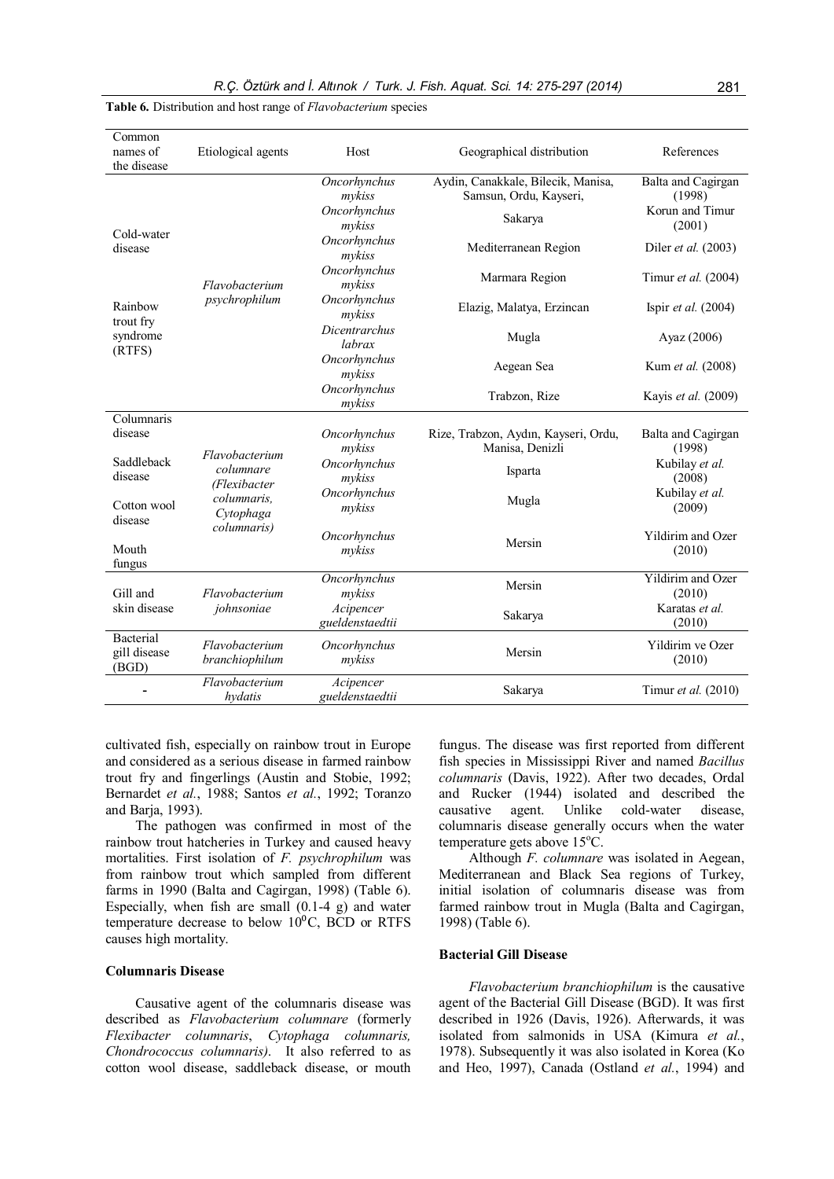**Table 6.** Distribution and host range of *Flavobacterium* species

| Common names of the disease | Etiological agents | Host | Geographical distribution | References |
|---|---|---|---|---|
| Cold-water disease<br><br>Rainbow trout fry syndrome (RTFS) | *Flavobacterium psychrophilum* | *Oncorhynchus mykiss* | Aydin, Canakkale, Bilecik, Manisa, Samsun, Ordu, Kayseri, | Balta and Cagirgan (1998) |
| | | *Oncorhynchus mykiss* | Sakarya | Korun and Timur (2001) |
| | | *Oncorhynchus mykiss* | Mediterranean Region | Diler *et al.* (2003) |
| | | *Oncorhynchus mykiss* | Marmara Region | Timur *et al.* (2004) |
| | | *Oncorhynchus mykiss* | Elazig, Malatya, Erzincan | Ispir *et al.* (2004) |
| | | *Dicentrarchus labrax* | Mugla | Ayaz (2006) |
| | | *Oncorhynchus mykiss* | Aegean Sea | Kum *et al.* (2008) |
| | | *Oncorhynchus mykiss* | Trabzon, Rize | Kayis *et al.* (2009) |
| Columnaris disease<br><br>Saddleback disease<br><br>Cotton wool disease<br><br>Mouth fungus | *Flavobacterium columnare (Flexibacter columnaris, Cytophaga columnaris)* | *Oncorhynchus mykiss* | Rize, Trabzon, Aydın, Kayseri, Ordu, Manisa, Denizli | Balta and Cagirgan (1998) |
| | | *Oncorhynchus mykiss* | Isparta | Kubilay *et al.* (2008) |
| | | *Oncorhynchus mykiss* | Mugla | Kubilay *et al.* (2009) |
| | | *Oncorhynchus mykiss* | Mersin | Yildirim and Ozer (2010) |
| Gill and skin disease | *Flavobacterium johnsoniae* | *Oncorhynchus mykiss* | Mersin | Yildirim and Ozer (2010) |
| | | *Acipencer gueldenstaedtii* | Sakarya | Karatas *et al.* (2010) |
| Bacterial gill disease (BGD) | *Flavobacterium branchiophilum* | *Oncorhynchus mykiss* | Mersin | Yildirim ve Ozer (2010) |
| - | *Flavobacterium hydatis* | *Acipencer gueldenstaedtii* | Sakarya | Timur *et al.* (2010) |

cultivated fish, especially on rainbow trout in Europe and considered as a serious disease in farmed rainbow trout fry and fingerlings (Austin and Stobie, 1992; Bernardet *et al.*, 1988; Santos *et al.*, 1992; Toranzo and Barja, 1993).

The pathogen was confirmed in most of the rainbow trout hatcheries in Turkey and caused heavy mortalities. First isolation of *F. psychrophilum* was from rainbow trout which sampled from different farms in 1990 (Balta and Cagirgan, 1998) (Table 6). Especially, when fish are small (0.1-4 g) and water temperature decrease to below $10^0$C, BCD or RTFS causes high mortality.

#### Columnaris Disease

Causative agent of the columnaris disease was described as *Flavobacterium columnare* (formerly *Flexibacter columnaris*, *Cytophaga columnaris, Chondrococcus columnaris)*. It also referred to as cotton wool disease, saddleback disease, or mouth fungus. The disease was first reported from different fish species in Mississippi River and named *Bacillus columnaris* (Davis, 1922). After two decades, Ordal and Rucker (1944) isolated and described the causative agent. Unlike cold-water disease, columnaris disease generally occurs when the water temperature gets above 15$^o$C.

Although *F. columnare* was isolated in Aegean, Mediterranean and Black Sea regions of Turkey, initial isolation of columnaris disease was from farmed rainbow trout in Mugla (Balta and Cagirgan, 1998) (Table 6).

#### Bacterial Gill Disease

*Flavobacterium branchiophilum* is the causative agent of the Bacterial Gill Disease (BGD). It was first described in 1926 (Davis, 1926). Afterwards, it was isolated from salmonids in USA (Kimura *et al.*, 1978). Subsequently it was also isolated in Korea (Ko and Heo, 1997), Canada (Ostland *et al.*, 1994) and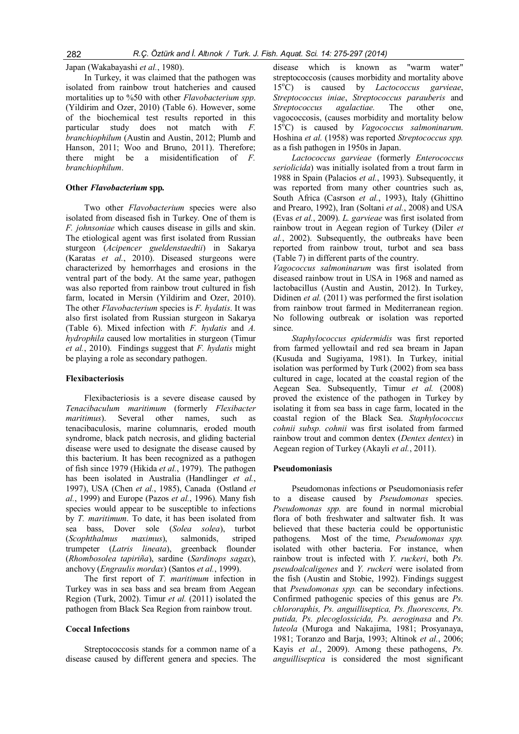Japan (Wakabayashi *et al.*, 1980).

In Turkey, it was claimed that the pathogen was isolated from rainbow trout hatcheries and caused mortalities up to %50 with other *Flavobacterium spp*. (Yildirim and Ozer, 2010) (Table 6). However, some of the biochemical test results reported in this particular study does not match with *F. branchiophilum* (Austin and Austin, 2012; Plumb and Hanson, 2011; Woo and Bruno, 2011). Therefore; there might be a misidentification of *F. branchiophilum*.

#### Other *Flavobacterium* spp.

Two other *Flavobacterium* species were also isolated from diseased fish in Turkey. One of them is *F. johnsoniae* which causes disease in gills and skin. The etiological agent was first isolated from Russian sturgeon (*Acipencer gueldenstaedtii*) in Sakarya (Karatas *et al.*, 2010). Diseased sturgeons were characterized by hemorrhages and erosions in the ventral part of the body. At the same year, pathogen was also reported from rainbow trout cultured in fish farm, located in Mersin (Yildirim and Ozer, 2010). The other *Flavobacterium* species is *F. hydatis*. It was also first isolated from Russian sturgeon in Sakarya (Table 6). Mixed infection with *F. hydatis* and *A. hydrophila* caused low mortalities in sturgeon (Timur *et al.*, 2010). Findings suggest that *F. hydatis* might be playing a role as secondary pathogen.

#### Flexibacteriosis

Flexibacteriosis is a severe disease caused by *Tenacibaculum maritimum* (formerly *Flexibacter maritimus*). Several other names, such as tenacibaculosis, marine columnaris, eroded mouth syndrome, black patch necrosis, and gliding bacterial disease were used to designate the disease caused by this bacterium. It has been recognized as a pathogen of fish since 1979 (Hikida *et al.*, 1979). The pathogen has been isolated in Australia (Handlinger *et al.*, 1997), USA (Chen *et al.*, 1985), Canada (Ostland *et al.*, 1999) and Europe (Pazos *et al.*, 1996). Many fish species would appear to be susceptible to infections by *T. maritimum*. To date, it has been isolated from sea bass, Dover sole (*Solea solea*), turbot (*Scophthalmus maximus*), salmonids, striped trumpeter (*Latris lineata*), greenback flounder (*Rhombosolea tapiriña*), sardine (*Sardinops sagax*), anchovy (*Engraulis mordax*) (Santos *et al.*, 1999).

The first report of *T. maritimum* infection in Turkey was in sea bass and sea bream from Aegean Region (Turk, 2002). Timur *et al.* (2011) isolated the pathogen from Black Sea Region from rainbow trout.

#### Coccal Infections

Streptococcosis stands for a common name of a disease caused by different genera and species. The disease which is known as "warm water" streptococcosis (causes morbidity and mortality above 15$^{o}$C) is caused by *Lactococcus garvieae*, *Streptococcus iniae*, *Streptococcus parauberis* and *Streptococcus agalactiae.* The other one, vagococcosis, (causes morbidity and mortality below 15$^{o}$C) is caused by *Vagococcus salmoninarum.* Hoshina *et al.* (1958) was reported *Streptococcus spp.* as a fish pathogen in 1950s in Japan.

*Lactococcus garvieae* (formerly *Enterococcus seriolicida*) was initially isolated from a trout farm in 1988 in Spain (Palacios *et al.*, 1993). Subsequently, it was reported from many other countries such as, South Africa (Casrson *et al.*, 1993), Italy (Ghittino and Prearo, 1992), Iran (Soltani *et al.*, 2008) and USA (Evas *et al.*, 2009). *L. garvieae* was first isolated from rainbow trout in Aegean region of Turkey (Diler *et al.*, 2002). Subsequently, the outbreaks have been reported from rainbow trout, turbot and sea bass (Table 7) in different parts of the country.

*Vagococcus salmoninarum* was first isolated from diseased rainbow trout in USA in 1968 and named as lactobacillus (Austin and Austin, 2012). In Turkey, Didinen *et al.* (2011) was performed the first isolation from rainbow trout farmed in Mediterranean region. No following outbreak or isolation was reported since.

*Staphylococcus epidermidis* was first reported from farmed yellowtail and red sea bream in Japan (Kusuda and Sugiyama, 1981). In Turkey, initial isolation was performed by Turk (2002) from sea bass cultured in cage, located at the coastal region of the Aegean Sea. Subsequently, Timur *et al.* (2008) proved the existence of the pathogen in Turkey by isolating it from sea bass in cage farm, located in the coastal region of the Black Sea. *Staphylococcus cohnii subsp. cohnii* was first isolated from farmed rainbow trout and common dentex (*Dentex dentex*) in Aegean region of Turkey (Akayli *et al.*, 2011).

#### Pseudomoniasis

Pseudomonas infections or Pseudomoniasis refer to a disease caused by *Pseudomonas* species. *Pseudomonas spp.* are found in normal microbial flora of both freshwater and saltwater fish. It was believed that these bacteria could be opportunistic pathogens. Most of the time, *Pseudomonas spp.* isolated with other bacteria. For instance, when rainbow trout is infected with *Y. ruckeri*, both *Ps. pseudoalcaligenes* and *Y. ruckeri* were isolated from the fish (Austin and Stobie, 1992). Findings suggest that *Pseudomonas spp.* can be secondary infections. Confirmed pathogenic species of this genus are *Ps. chlororaphis, Ps. anguilliseptica, Ps. fluorescens, Ps. putida, Ps. plecoglossicida, Ps. aeroginasa* and *Ps. luteola* (Muroga and Nakajima, 1981; Prosyanaya, 1981; Toranzo and Barja, 1993; Altinok *et al.*, 2006; Kayis *et al.*, 2009). Among these pathogens, *Ps. anguilliseptica* is considered the most significant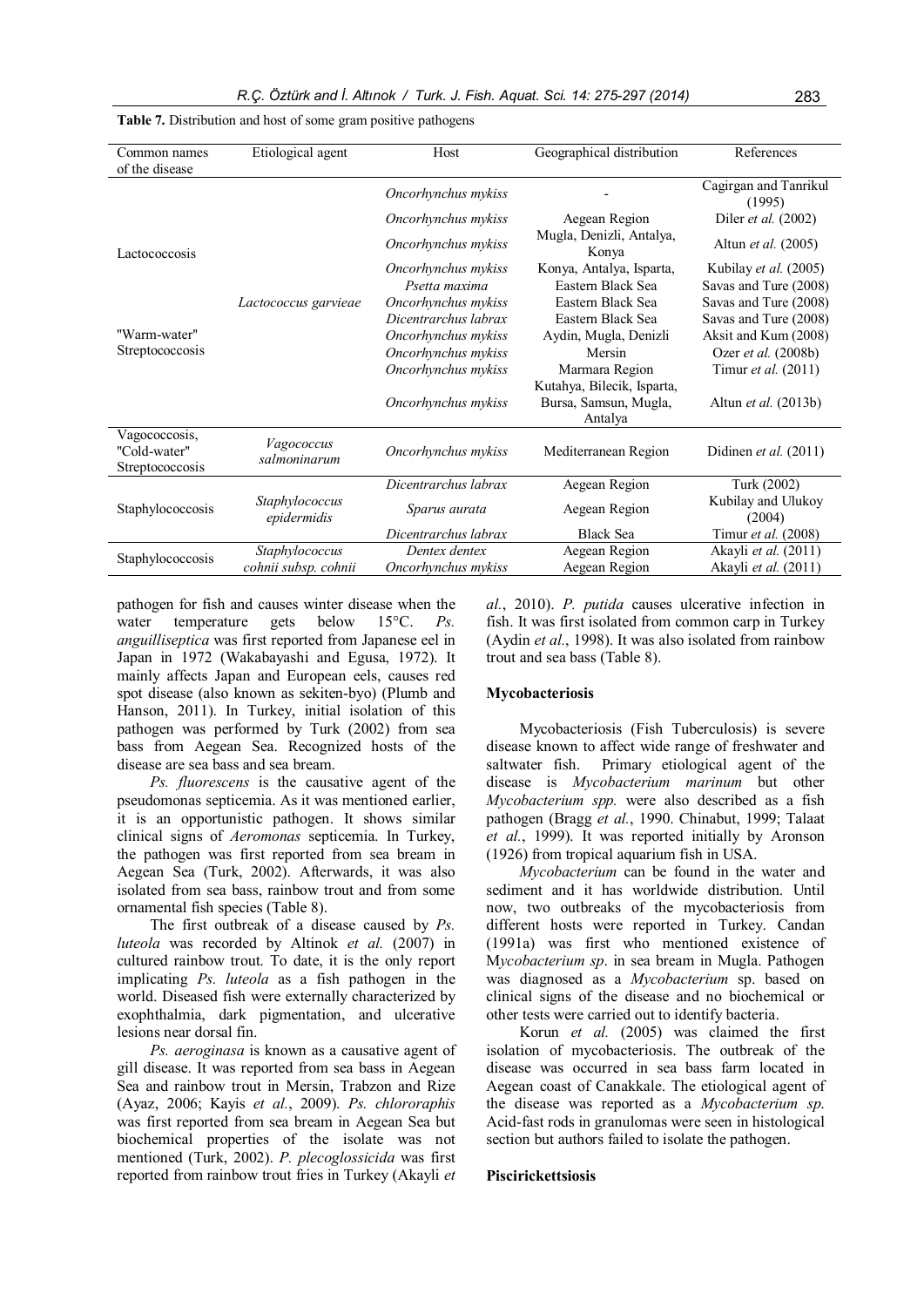**Table 7.** Distribution and host of some gram positive pathogens

| Common names of the disease | Etiological agent | Host | Geographical distribution | References |
|---|---|---|---|---|
| Lactococcosis | *Lactococcus garvieae* | *Oncorhynchus mykiss* | - | Cagirgan and Tanrikul (1995) |
| | | *Oncorhynchus mykiss* | Aegean Region | Diler *et al.* (2002) |
| | | *Oncorhynchus mykiss* | Mugla, Denizli, Antalya, Konya | Altun *et al.* (2005) |
| | | *Oncorhynchus mykiss* | Konya, Antalya, Isparta, | Kubilay *et al.* (2005) |
| | | *Psetta maxima* | Eastern Black Sea | Savas and Ture (2008) |
| | | *Oncorhynchus mykiss* | Eastern Black Sea | Savas and Ture (2008) |
| "Warm-water" Streptococcosis | | *Dicentrarchus labrax* | Eastern Black Sea | Savas and Ture (2008) |
| | | *Oncorhynchus mykiss* | Aydin, Mugla, Denizli | Aksit and Kum (2008) |
| | | *Oncorhynchus mykiss* | Mersin | Ozer *et al.* (2008b) |
| | | *Oncorhynchus mykiss* | Marmara Region | Timur *et al.* (2011) |
| | | *Oncorhynchus mykiss* | Kutahya, Bilecik, Isparta, Bursa, Samsun, Mugla, Antalya | Altun *et al.* (2013b) |
| Vagococcosis, "Cold-water" Streptococcosis | *Vagococcus salmoninarum* | *Oncorhynchus mykiss* | Mediterranean Region | Didinen *et al.* (2011) |
| Staphylococcosis | *Staphylococcus epidermidis* | *Dicentrarchus labrax* | Aegean Region | Turk (2002) |
| | | *Sparus aurata* | Aegean Region | Kubilay and Ulukoy (2004) |
| | | *Dicentrarchus labrax* | Black Sea | Timur *et al.* (2008) |
| Staphylococcosis | *Staphylococcus cohnii subsp. cohnii* | *Dentex dentex* | Aegean Region | Akayli *et al.* (2011) |
| | | *Oncorhynchus mykiss* | Aegean Region | Akayli *et al.* (2011) |

pathogen for fish and causes winter disease when the water temperature gets below 15°C. *Ps. anguilliseptica* was first reported from Japanese eel in Japan in 1972 (Wakabayashi and Egusa, 1972). It mainly affects Japan and European eels, causes red spot disease (also known as sekiten-byo) (Plumb and Hanson, 2011). In Turkey, initial isolation of this pathogen was performed by Turk (2002) from sea bass from Aegean Sea. Recognized hosts of the disease are sea bass and sea bream.

*Ps. fluorescens* is the causative agent of the pseudomonas septicemia. As it was mentioned earlier, it is an opportunistic pathogen. It shows similar clinical signs of *Aeromonas* septicemia. In Turkey, the pathogen was first reported from sea bream in Aegean Sea (Turk, 2002). Afterwards, it was also isolated from sea bass, rainbow trout and from some ornamental fish species (Table 8).

The first outbreak of a disease caused by *Ps. luteola* was recorded by Altinok *et al.* (2007) in cultured rainbow trout. To date, it is the only report implicating *Ps. luteola* as a fish pathogen in the world. Diseased fish were externally characterized by exophthalmia, dark pigmentation, and ulcerative lesions near dorsal fin.

*Ps. aeroginasa* is known as a causative agent of gill disease. It was reported from sea bass in Aegean Sea and rainbow trout in Mersin, Trabzon and Rize (Ayaz, 2006; Kayis *et al.*, 2009). *Ps. chlororaphis* was first reported from sea bream in Aegean Sea but biochemical properties of the isolate was not mentioned (Turk, 2002). *P. plecoglossicida* was first reported from rainbow trout fries in Turkey (Akayli *et al.*, 2010). *P. putida* causes ulcerative infection in fish. It was first isolated from common carp in Turkey (Aydin *et al.*, 1998). It was also isolated from rainbow trout and sea bass (Table 8).

### Mycobacteriosis

Mycobacteriosis (Fish Tuberculosis) is severe disease known to affect wide range of freshwater and saltwater fish. Primary etiological agent of the disease is *Mycobacterium marinum* but other *Mycobacterium spp.* were also described as a fish pathogen (Bragg *et al.*, 1990. Chinabut, 1999; Talaat *et al.*, 1999). It was reported initially by Aronson (1926) from tropical aquarium fish in USA.

*Mycobacterium* can be found in the water and sediment and it has worldwide distribution. Until now, two outbreaks of the mycobacteriosis from different hosts were reported in Turkey. Candan (1991a) was first who mentioned existence of M*ycobacterium sp*. in sea bream in Mugla. Pathogen was diagnosed as a *Mycobacterium* sp. based on clinical signs of the disease and no biochemical or other tests were carried out to identify bacteria.

Korun *et al.* (2005) was claimed the first isolation of mycobacteriosis. The outbreak of the disease was occurred in sea bass farm located in Aegean coast of Canakkale. The etiological agent of the disease was reported as a *Mycobacterium sp.* Acid-fast rods in granulomas were seen in histological section but authors failed to isolate the pathogen.

### Piscirickettsiosis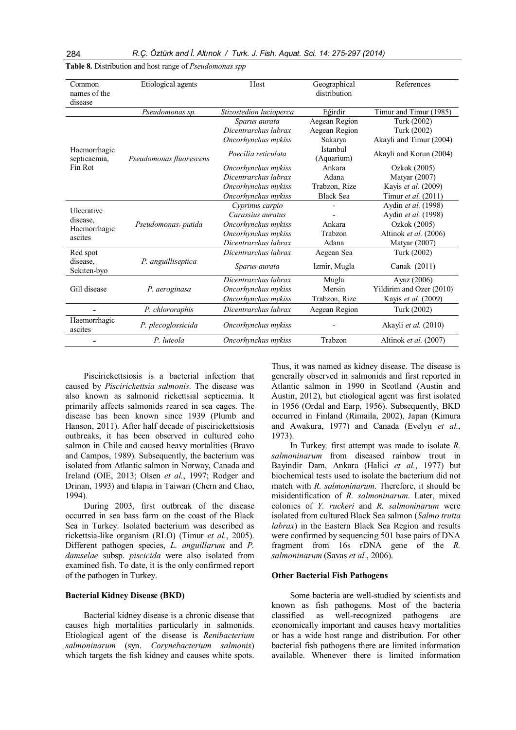**Table 8.** Distribution and host range of *Pseudomonas spp*

| Common names of the disease | Etiological agents | Host | Geographical distribution | References |
|---|---|---|---|---|
| | *Pseudomonas sp.* | *Stizostedion lucioperca* | Eğirdir | Timur and Timur (1985) |
| Haemorrhagic septicaemia, Fin Rot | *Pseudomonas fluorescens* | *Sparus aurata* | Aegean Region | Turk (2002) |
| | | *Dicentrarchus labrax* | Aegean Region | Turk (2002) |
| | | *Oncorhynchus mykiss* | Sakarya | Akayli and Timur (2004) |
| | | *Poecilia reticulata* | Istanbul (Aquarium) | Akayli and Korun (2004) |
| | | *Oncorhynchus mykiss* | Ankara | Ozkok (2005) |
| | | *Dicentrarchus labrax* | Adana | Matyar (2007) |
| | | *Oncorhynchus mykiss* | Trabzon, Rize | Kayis *et al.* (2009) |
| | | *Oncorhynchus mykiss* | Black Sea | Timur *et al.* (2011) |
| Ulcerative disease, Haemorrhagic ascites | *Pseudomonas- putida* | *Cyprinus carpio* | - | Aydin *et al.* (1998) |
| | | *Carassius auratus* | - | Aydin *et al.* (1998) |
| | | *Oncorhynchus mykiss* | Ankara | Ozkok (2005) |
| | | *Oncorhynchus mykiss* | Trabzon | Altinok *et al.* (2006) |
| | | *Dicentrarchus labrax* | Adana | Matyar (2007) |
| Red spot disease, Sekiten-byo | *P. anguilliseptica* | *Dicentrarchus labrax* | Aegean Sea | Turk (2002) |
| | | *Sparus aurata* | Izmir, Mugla | Canak (2011) |
| Gill disease | *P. aeroginasa* | *Dicentrarchus labrax* | Mugla | Ayaz (2006) |
| | | *Oncorhynchus mykiss* | Mersin | Yildirim and Ozer (2010) |
| | | *Oncorhynchus mykiss* | Trabzon, Rize | Kayis *et al.* (2009) |
| - | *P. chlororaphis* | *Dicentrarchus labrax* | Aegean Region | Turk (2002) |
| Haemorrhagic ascites | *P. plecoglossicida* | *Oncorhynchus mykiss* | - | Akayli *et al.* (2010) |
| - | *P. luteola* | *Oncorhynchus mykiss* | Trabzon | Altinok *et al.* (2007) |

Piscirickettsiosis is a bacterial infection that caused by *Piscirickettsia salmonis*. The disease was also known as salmonid rickettsial septicemia. It primarily affects salmonids reared in sea cages. The disease has been known since 1939 (Plumb and Hanson, 2011). After half decade of piscirickettsiosis outbreaks, it has been observed in cultured coho salmon in Chile and caused heavy mortalities (Bravo and Campos, 1989). Subsequently, the bacterium was isolated from Atlantic salmon in Norway, Canada and Ireland (OIE, 2013; Olsen *et al.*, 1997; Rodger and Drinan, 1993) and tilapia in Taiwan (Chern and Chao, 1994).

During 2003, first outbreak of the disease occurred in sea bass farm on the coast of the Black Sea in Turkey. Isolated bacterium was described as rickettsia-like organism (RLO) (Timur *et al.*, 2005). Different pathogen species, *L. anguillarum* and *P. damselae* subsp. *piscicida* were also isolated from examined fish. To date, it is the only confirmed report of the pathogen in Turkey.

### Bacterial Kidney Disease (BKD)

Bacterial kidney disease is a chronic disease that causes high mortalities particularly in salmonids. Etiological agent of the disease is *Renibacterium salmoninarum* (syn. *Corynebacterium salmonis*) which targets the fish kidney and causes white spots. Thus, it was named as kidney disease. The disease is generally observed in salmonids and first reported in Atlantic salmon in 1990 in Scotland (Austin and Austin, 2012), but etiological agent was first isolated in 1956 (Ordal and Earp, 1956). Subsequently, BKD occurred in Finland (Rimaila, 2002), Japan (Kimura and Awakura, 1977) and Canada (Evelyn *et al.*, 1973).

In Turkey, first attempt was made to isolate *R. salmoninarum* from diseased rainbow trout in Bayindir Dam, Ankara (Halici *et al.*, 1977) but biochemical tests used to isolate the bacterium did not match with *R. salmoninarum*. Therefore, it should be misidentification of *R. salmoninarum*. Later, mixed colonies of *Y. ruckeri* and *R. salmoninarum* were isolated from cultured Black Sea salmon (*Salmo trutta labrax*) in the Eastern Black Sea Region and results were confirmed by sequencing 501 base pairs of DNA fragment from 16s rDNA gene of the *R. salmoninarum* (Savas *et al.*, 2006).

### Other Bacterial Fish Pathogens

Some bacteria are well-studied by scientists and known as fish pathogens. Most of the bacteria classified as well-recognized pathogens are economically important and causes heavy mortalities or has a wide host range and distribution. For other bacterial fish pathogens there are limited information available. Whenever there is limited information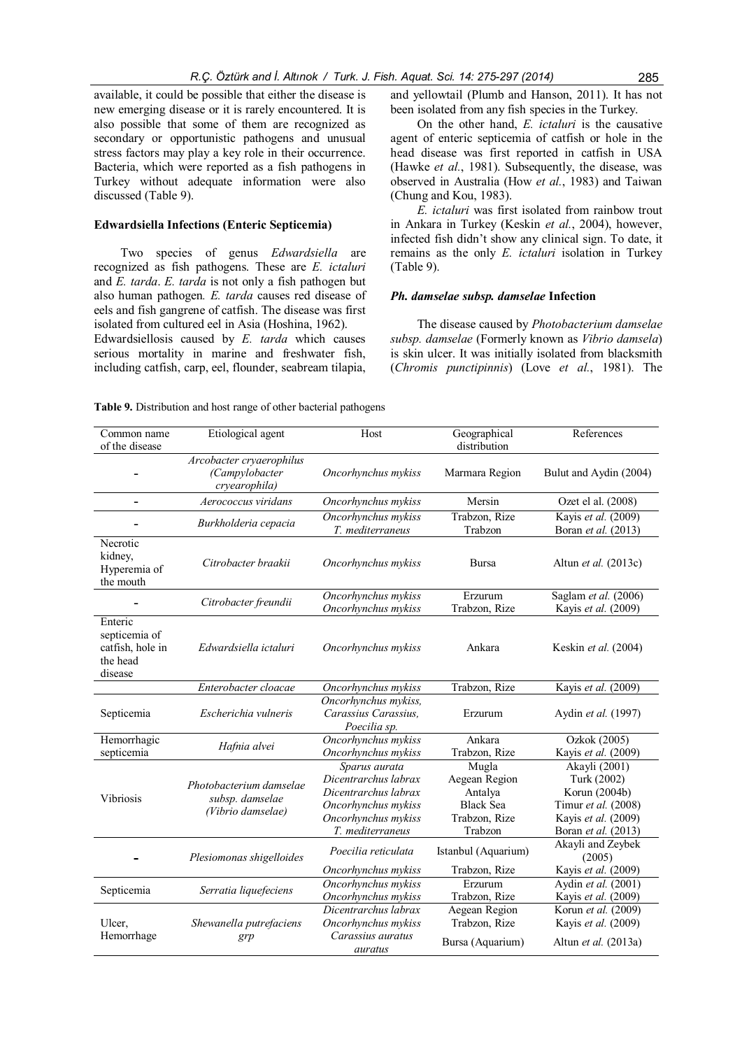available, it could be possible that either the disease is new emerging disease or it is rarely encountered. It is also possible that some of them are recognized as secondary or opportunistic pathogens and unusual stress factors may play a key role in their occurrence. Bacteria, which were reported as a fish pathogens in Turkey without adequate information were also discussed (Table 9).

### Edwardsiella Infections (Enteric Septicemia)

Two species of genus *Edwardsiella* are recognized as fish pathogens. These are *E. ictaluri* and *E. tarda*. *E. tarda* is not only a fish pathogen but also human pathogen. *E. tarda* causes red disease of eels and fish gangrene of catfish. The disease was first isolated from cultured eel in Asia (Hoshina, 1962).

Edwardsiellosis caused by *E. tarda* which causes serious mortality in marine and freshwater fish, including catfish, carp, eel, flounder, seabream tilapia, and yellowtail (Plumb and Hanson, 2011). It has not been isolated from any fish species in the Turkey.

On the other hand, *E. ictaluri* is the causative agent of enteric septicemia of catfish or hole in the head disease was first reported in catfish in USA (Hawke *et al.*, 1981). Subsequently, the disease, was observed in Australia (How *et al.*, 1983) and Taiwan (Chung and Kou, 1983).

*E. ictaluri* was first isolated from rainbow trout in Ankara in Turkey (Keskin *et al.*, 2004), however, infected fish didn't show any clinical sign. To date, it remains as the only *E. ictaluri* isolation in Turkey (Table 9).

### *Ph. damselae subsp. damselae* Infection

The disease caused by *Photobacterium damselae subsp. damselae* (Formerly known as *Vibrio damsela*) is skin ulcer. It was initially isolated from blacksmith (*Chromis punctipinnis*) (Love *et al.*, 1981). The

**Table 9.** Distribution and host range of other bacterial pathogens

| Common name of the disease | Etiological agent | Host | Geographical distribution | References |
|---|---|---|---|---|
| - | *Arcobacter cryaerophilus (Campylobacter cryearophila)* | *Oncorhynchus mykiss* | Marmara Region | Bulut and Aydin (2004) |
| - | *Aerococcus viridans* | *Oncorhynchus mykiss* | Mersin | Ozet el al. (2008) |
| - | *Burkholderia cepacia* | *Oncorhynchus mykiss*<br>*T. mediterraneus* | Trabzon, Rize<br>Trabzon | Kayis *et al.* (2009)<br>Boran *et al.* (2013) |
| Necrotic kidney, Hyperemia of the mouth | *Citrobacter braakii* | *Oncorhynchus mykiss* | Bursa | Altun *et al.* (2013c) |
| - | *Citrobacter freundii* | *Oncorhynchus mykiss*<br>*Oncorhynchus mykiss* | Erzurum<br>Trabzon, Rize | Saglam *et al.* (2006)<br>Kayis *et al.* (2009) |
| Enteric septicemia of catfish, hole in the head disease | *Edwardsiella ictaluri* | *Oncorhynchus mykiss* | Ankara | Keskin *et al.* (2004) |
| | *Enterobacter cloacae* | *Oncorhynchus mykiss* | Trabzon, Rize | Kayis *et al.* (2009) |
| Septicemia | *Escherichia vulneris* | *Oncorhynchus mykiss, Carassius Carassius, Poecilia sp.* | Erzurum | Aydin *et al.* (1997) |
| Hemorrhagic septicemia | *Hafnia alvei* | *Oncorhynchus mykiss*<br>*Oncorhynchus mykiss* | Ankara<br>Trabzon, Rize | Ozkok (2005)<br>Kayis *et al.* (2009) |
| Vibriosis | *Photobacterium damselae subsp. damselae (Vibrio damselae)* | *Sparus aurata*<br>*Dicentrarchus labrax*<br>*Dicentrarchus labrax*<br>*Oncorhynchus mykiss*<br>*Oncorhynchus mykiss*<br>*T. mediterraneus* | Mugla<br>Aegean Region<br>Antalya<br>Black Sea<br>Trabzon, Rize<br>Trabzon | Akayli (2001)<br>Turk (2002)<br>Korun (2004b)<br>Timur *et al.* (2008)<br>Kayis *et al.* (2009)<br>Boran *et al.* (2013) |
| - | *Plesiomonas shigelloides* | *Poecilia reticulata*<br>*Oncorhynchus mykiss* | Istanbul (Aquarium)<br>Trabzon, Rize | Akayli and Zeybek (2005)<br>Kayis *et al.* (2009) |
| Septicemia | *Serratia liquefeciens* | *Oncorhynchus mykiss*<br>*Oncorhynchus mykiss* | Erzurum<br>Trabzon, Rize | Aydin *et al.* (2001)<br>Kayis *et al.* (2009) |
| Ulcer, Hemorrhage | *Shewanella putrefaciens grp* | *Dicentrarchus labrax*<br>*Oncorhynchus mykiss*<br>*Carassius auratus auratus* | Aegean Region<br>Trabzon, Rize<br>Bursa (Aquarium) | Korun *et al.* (2009)<br>Kayis *et al.* (2009)<br>Altun *et al.* (2013a) |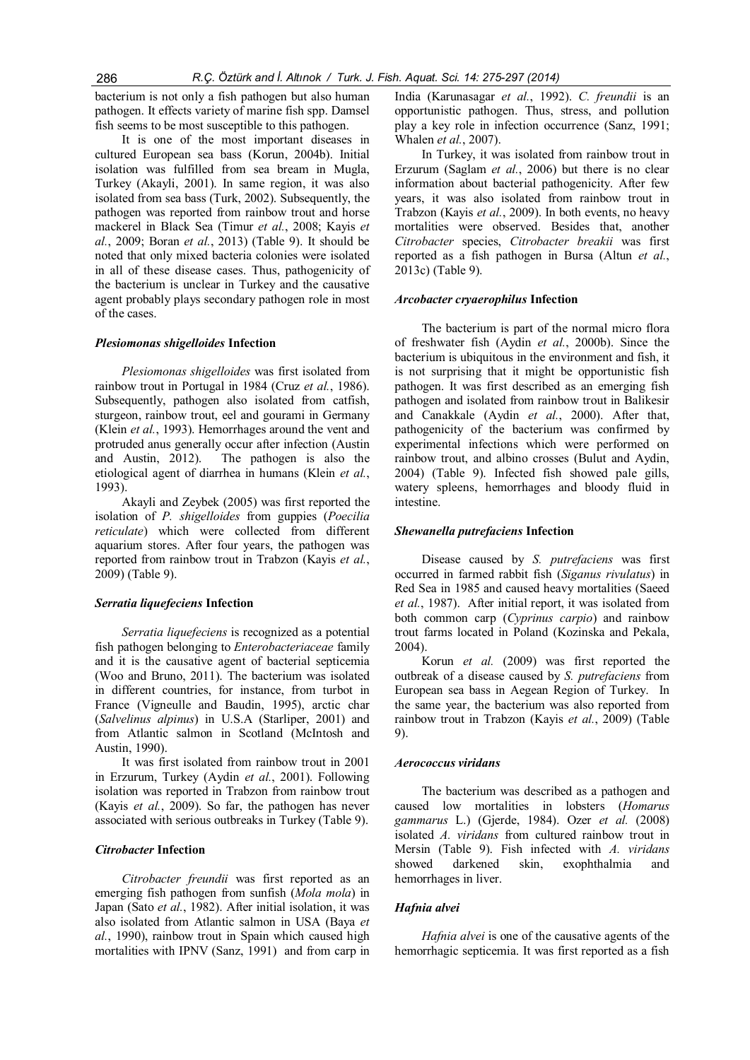bacterium is not only a fish pathogen but also human pathogen. It effects variety of marine fish spp. Damsel fish seems to be most susceptible to this pathogen.

It is one of the most important diseases in cultured European sea bass (Korun, 2004b). Initial isolation was fulfilled from sea bream in Mugla, Turkey (Akayli, 2001). In same region, it was also isolated from sea bass (Turk, 2002). Subsequently, the pathogen was reported from rainbow trout and horse mackerel in Black Sea (Timur *et al.*, 2008; Kayis *et al.*, 2009; Boran *et al.*, 2013) (Table 9). It should be noted that only mixed bacteria colonies were isolated in all of these disease cases. Thus, pathogenicity of the bacterium is unclear in Turkey and the causative agent probably plays secondary pathogen role in most of the cases.

### *Plesiomonas shigelloides* Infection

*Plesiomonas shigelloides* was first isolated from rainbow trout in Portugal in 1984 (Cruz *et al.*, 1986). Subsequently, pathogen also isolated from catfish, sturgeon, rainbow trout, eel and gourami in Germany (Klein *et al.*, 1993). Hemorrhages around the vent and protruded anus generally occur after infection (Austin and Austin, 2012). The pathogen is also the etiological agent of diarrhea in humans (Klein *et al.*, 1993).

Akayli and Zeybek (2005) was first reported the isolation of *P. shigelloides* from guppies (*Poecilia reticulate*) which were collected from different aquarium stores. After four years, the pathogen was reported from rainbow trout in Trabzon (Kayis *et al.*, 2009) (Table 9).

### *Serratia liquefeciens* Infection

*Serratia liquefeciens* is recognized as a potential fish pathogen belonging to *Enterobacteriaceae* family and it is the causative agent of bacterial septicemia (Woo and Bruno, 2011). The bacterium was isolated in different countries, for instance, from turbot in France (Vigneulle and Baudin, 1995), arctic char (*Salvelinus alpinus*) in U.S.A (Starliper, 2001) and from Atlantic salmon in Scotland (McIntosh and Austin, 1990).

It was first isolated from rainbow trout in 2001 in Erzurum, Turkey (Aydin *et al.*, 2001). Following isolation was reported in Trabzon from rainbow trout (Kayis *et al.*, 2009). So far, the pathogen has never associated with serious outbreaks in Turkey (Table 9).

### *Citrobacter* Infection

*Citrobacter freundii* was first reported as an emerging fish pathogen from sunfish (*Mola mola*) in Japan (Sato *et al.*, 1982). After initial isolation, it was also isolated from Atlantic salmon in USA (Baya *et al.*, 1990), rainbow trout in Spain which caused high mortalities with IPNV (Sanz, 1991) and from carp in India (Karunasagar *et al.*, 1992). *C. freundii* is an opportunistic pathogen. Thus, stress, and pollution play a key role in infection occurrence (Sanz, 1991; Whalen *et al.*, 2007).

In Turkey, it was isolated from rainbow trout in Erzurum (Saglam *et al.*, 2006) but there is no clear information about bacterial pathogenicity. After few years, it was also isolated from rainbow trout in Trabzon (Kayis *et al.*, 2009). In both events, no heavy mortalities were observed. Besides that, another *Citrobacter* species, *Citrobacter breakii* was first reported as a fish pathogen in Bursa (Altun *et al.*, 2013c) (Table 9).

### *Arcobacter cryaerophilus* Infection

The bacterium is part of the normal micro flora of freshwater fish (Aydin *et al.*, 2000b). Since the bacterium is ubiquitous in the environment and fish, it is not surprising that it might be opportunistic fish pathogen. It was first described as an emerging fish pathogen and isolated from rainbow trout in Balikesir and Canakkale (Aydin *et al.*, 2000). After that, pathogenicity of the bacterium was confirmed by experimental infections which were performed on rainbow trout, and albino crosses (Bulut and Aydin, 2004) (Table 9). Infected fish showed pale gills, watery spleens, hemorrhages and bloody fluid in intestine.

### *Shewanella putrefaciens* Infection

Disease caused by *S. putrefaciens* was first occurred in farmed rabbit fish (*Siganus rivulatus*) in Red Sea in 1985 and caused heavy mortalities (Saeed *et al.*, 1987). After initial report, it was isolated from both common carp (*Cyprinus carpio*) and rainbow trout farms located in Poland (Kozinska and Pekala, 2004).

Korun *et al.* (2009) was first reported the outbreak of a disease caused by *S. putrefaciens* from European sea bass in Aegean Region of Turkey. In the same year, the bacterium was also reported from rainbow trout in Trabzon (Kayis *et al.*, 2009) (Table 9).

### *Aerococcus viridans*

The bacterium was described as a pathogen and caused low mortalities in lobsters (*Homarus gammarus* L.) (Gjerde, 1984). Ozer *et al.* (2008) isolated *A. viridans* from cultured rainbow trout in Mersin (Table 9). Fish infected with *A. viridans* showed darkened skin, exophthalmia and hemorrhages in liver.

### *Hafnia alvei*

*Hafnia alvei* is one of the causative agents of the hemorrhagic septicemia. It was first reported as a fish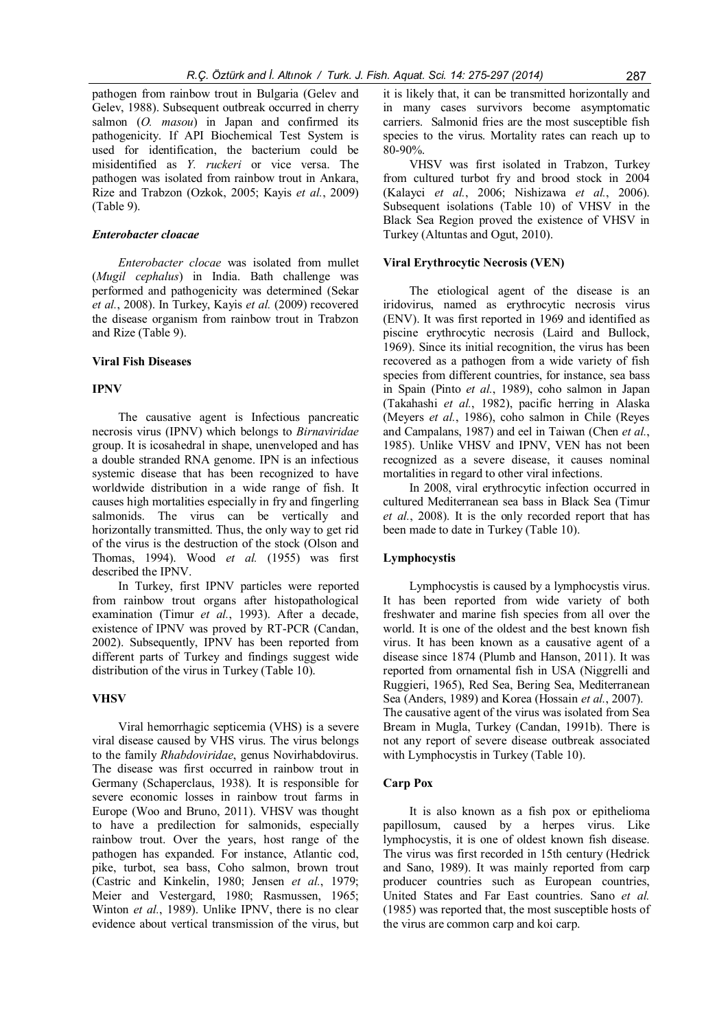pathogen from rainbow trout in Bulgaria (Gelev and Gelev, 1988). Subsequent outbreak occurred in cherry salmon (*O. masou*) in Japan and confirmed its pathogenicity. If API Biochemical Test System is used for identification, the bacterium could be misidentified as *Y. ruckeri* or vice versa. The pathogen was isolated from rainbow trout in Ankara, Rize and Trabzon (Ozkok, 2005; Kayis *et al.*, 2009) (Table 9).

#### *Enterobacter cloacae*

*Enterobacter clocae* was isolated from mullet (*Mugil cephalus*) in India. Bath challenge was performed and pathogenicity was determined (Sekar *et al.*, 2008). In Turkey, Kayis *et al.* (2009) recovered the disease organism from rainbow trout in Trabzon and Rize (Table 9).

### Viral Fish Diseases

#### IPNV

The causative agent is Infectious pancreatic necrosis virus (IPNV) which belongs to *Birnaviridae* group. It is icosahedral in shape, unenveloped and has a double stranded RNA genome. IPN is an infectious systemic disease that has been recognized to have worldwide distribution in a wide range of fish. It causes high mortalities especially in fry and fingerling salmonids. The virus can be vertically and horizontally transmitted. Thus, the only way to get rid of the virus is the destruction of the stock (Olson and Thomas, 1994). Wood *et al.* (1955) was first described the IPNV.

In Turkey, first IPNV particles were reported from rainbow trout organs after histopathological examination (Timur *et al.*, 1993). After a decade, existence of IPNV was proved by RT-PCR (Candan, 2002). Subsequently, IPNV has been reported from different parts of Turkey and findings suggest wide distribution of the virus in Turkey (Table 10).

#### VHSV

Viral hemorrhagic septicemia (VHS) is a severe viral disease caused by VHS virus. The virus belongs to the family *Rhabdoviridae*, genus Novirhabdovirus. The disease was first occurred in rainbow trout in Germany (Schaperclaus, 1938). It is responsible for severe economic losses in rainbow trout farms in Europe (Woo and Bruno, 2011). VHSV was thought to have a predilection for salmonids, especially rainbow trout. Over the years, host range of the pathogen has expanded. For instance, Atlantic cod, pike, turbot, sea bass, Coho salmon, brown trout (Castric and Kinkelin, 1980; Jensen *et al.*, 1979; Meier and Vestergard, 1980; Rasmussen, 1965; Winton *et al.*, 1989). Unlike IPNV, there is no clear evidence about vertical transmission of the virus, but it is likely that, it can be transmitted horizontally and in many cases survivors become asymptomatic carriers. Salmonid fries are the most susceptible fish species to the virus. Mortality rates can reach up to 80-90%.

VHSV was first isolated in Trabzon, Turkey from cultured turbot fry and brood stock in 2004 (Kalayci *et al.*, 2006; Nishizawa *et al.*, 2006). Subsequent isolations (Table 10) of VHSV in the Black Sea Region proved the existence of VHSV in Turkey (Altuntas and Ogut, 2010).

#### Viral Erythrocytic Necrosis (VEN)

The etiological agent of the disease is an iridovirus, named as erythrocytic necrosis virus (ENV). It was first reported in 1969 and identified as piscine erythrocytic necrosis (Laird and Bullock, 1969). Since its initial recognition, the virus has been recovered as a pathogen from a wide variety of fish species from different countries, for instance, sea bass in Spain (Pinto *et al.*, 1989), coho salmon in Japan (Takahashi *et al.*, 1982), pacific herring in Alaska (Meyers *et al.*, 1986), coho salmon in Chile (Reyes and Campalans, 1987) and eel in Taiwan (Chen *et al.*, 1985). Unlike VHSV and IPNV, VEN has not been recognized as a severe disease, it causes nominal mortalities in regard to other viral infections.

In 2008, viral erythrocytic infection occurred in cultured Mediterranean sea bass in Black Sea (Timur *et al.*, 2008). It is the only recorded report that has been made to date in Turkey (Table 10).

#### Lymphocystis

Lymphocystis is caused by a lymphocystis virus. It has been reported from wide variety of both freshwater and marine fish species from all over the world. It is one of the oldest and the best known fish virus. It has been known as a causative agent of a disease since 1874 (Plumb and Hanson, 2011). It was reported from ornamental fish in USA (Niggrelli and Ruggieri, 1965), Red Sea, Bering Sea, Mediterranean Sea (Anders, 1989) and Korea (Hossain *et al.*, 2007). The causative agent of the virus was isolated from Sea Bream in Mugla, Turkey (Candan, 1991b). There is not any report of severe disease outbreak associated with Lymphocystis in Turkey (Table 10).

#### Carp Pox

It is also known as a fish pox or epithelioma papillosum, caused by a herpes virus. Like lymphocystis, it is one of oldest known fish disease. The virus was first recorded in 15th century (Hedrick and Sano, 1989). It was mainly reported from carp producer countries such as European countries, United States and Far East countries. Sano *et al.* (1985) was reported that, the most susceptible hosts of the virus are common carp and koi carp.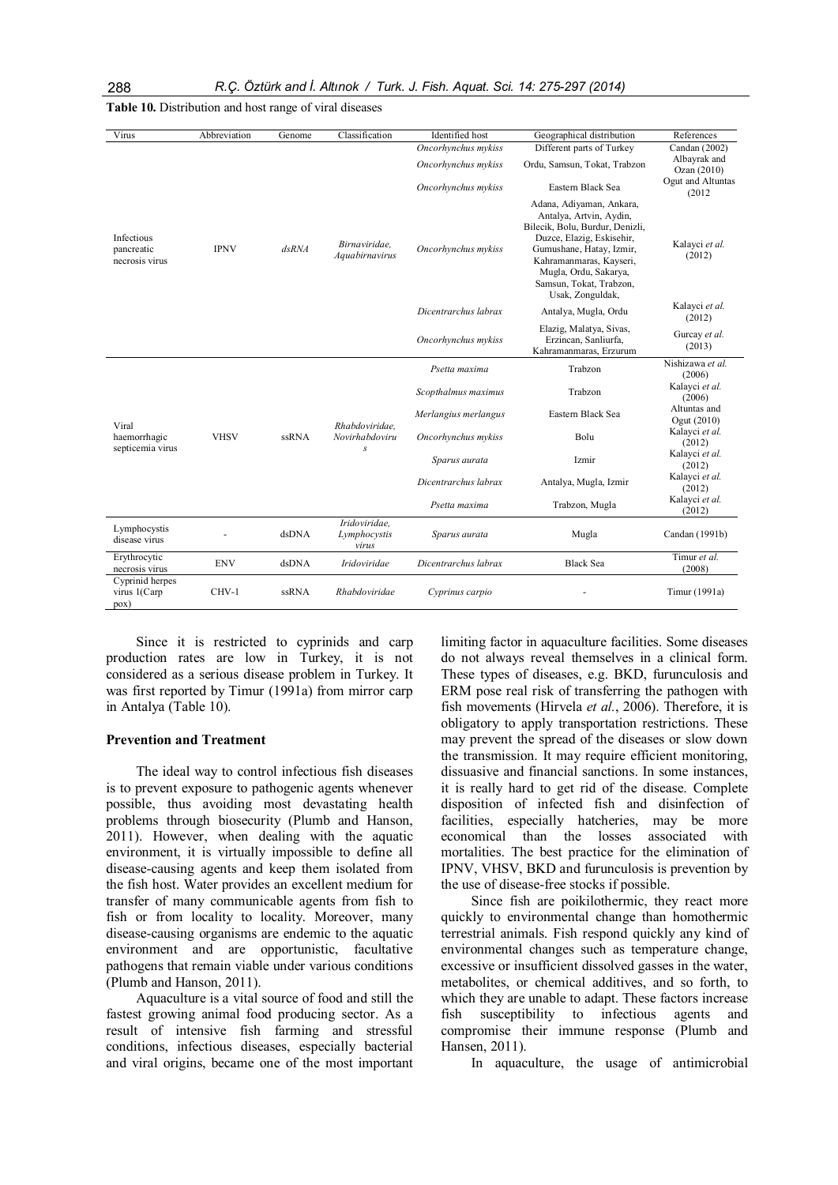**Table 10.** Distribution and host range of viral diseases

| Virus | Abbreviation | Genome | Classification | Identified host | Geographical distribution | References |
|---|---|---|---|---|---|---|
| Infectious pancreatic necrosis virus | IPNV | *dsRNA* | *Birnaviridae, Aquabirnavirus* | *Oncorhynchus mykiss* | Different parts of Turkey | Candan (2002) |
| | | | | *Oncorhynchus mykiss* | Ordu, Samsun, Tokat, Trabzon | Albayrak and Ozan (2010) |
| | | | | *Oncorhynchus mykiss* | Eastern Black Sea | Ogut and Altuntas (2012 |
| | | | | *Oncorhynchus mykiss* | Adana, Adiyaman, Ankara, Antalya, Artvin, Aydin, Bilecik, Bolu, Burdur, Denizli, Duzce, Elazig, Eskisehir, Gumushane, Hatay, Izmir, Kahramanmaras, Kayseri, Mugla, Ordu, Sakarya, Samsun, Tokat, Trabzon, Usak, Zonguldak, | Kalayci *et al.* (2012) |
| | | | | *Dicentrarchus labrax* | Antalya, Mugla, Ordu | Kalayci *et al.* (2012) |
| | | | | *Oncorhynchus mykiss* | Elazig, Malatya, Sivas, Erzincan, Sanliurfa, Kahramanmaras, Erzurum | Gurcay *et al.* (2013) |
| Viral haemorrhagic septicemia virus | VHSV | ssRNA | *Rhabdoviridae, Novirhabdovirus* | *Psetta maxima* | Trabzon | Nishizawa *et al.* (2006) |
| | | | | *Scopthalmus maximus* | Trabzon | Kalayci *et al.* (2006) |
| | | | | *Merlangius merlangus* | Eastern Black Sea | Altuntas and Ogut (2010) |
| | | | | *Oncorhynchus mykiss* | Bolu | Kalayci *et al.* (2012) |
| | | | | *Sparus aurata* | Izmir | Kalayci *et al.* (2012) |
| | | | | *Dicentrarchus labrax* | Antalya, Mugla, Izmir | Kalayci *et al.* (2012) |
| | | | | *Psetta maxima* | Trabzon, Mugla | Kalayci *et al.* (2012) |
| Lymphocystis disease virus | - | dsDNA | *Iridoviridae, Lymphocystis virus* | *Sparus aurata* | Mugla | Candan (1991b) |
| Erythrocytic necrosis virus | ENV | dsDNA | *Iridoviridae* | *Dicentrarchus labrax* | Black Sea | Timur *et al.* (2008) |
| Cyprinid herpes virus 1(Carp pox) | CHV-1 | ssRNA | *Rhabdoviridae* | *Cyprinus carpio* | - | Timur (1991a) |

Since it is restricted to cyprinids and carp production rates are low in Turkey, it is not considered as a serious disease problem in Turkey. It was first reported by Timur (1991a) from mirror carp in Antalya (Table 10).

## Prevention and Treatment

The ideal way to control infectious fish diseases is to prevent exposure to pathogenic agents whenever possible, thus avoiding most devastating health problems through biosecurity (Plumb and Hanson, 2011). However, when dealing with the aquatic environment, it is virtually impossible to define all disease-causing agents and keep them isolated from the fish host. Water provides an excellent medium for transfer of many communicable agents from fish to fish or from locality to locality. Moreover, many disease-causing organisms are endemic to the aquatic environment and are opportunistic, facultative pathogens that remain viable under various conditions (Plumb and Hanson, 2011).

Aquaculture is a vital source of food and still the fastest growing animal food producing sector. As a result of intensive fish farming and stressful conditions, infectious diseases, especially bacterial and viral origins, became one of the most important limiting factor in aquaculture facilities. Some diseases do not always reveal themselves in a clinical form. These types of diseases, e.g. BKD, furunculosis and ERM pose real risk of transferring the pathogen with fish movements (Hirvela *et al.*, 2006). Therefore, it is obligatory to apply transportation restrictions. These may prevent the spread of the diseases or slow down the transmission. It may require efficient monitoring, dissuasive and financial sanctions. In some instances, it is really hard to get rid of the disease. Complete disposition of infected fish and disinfection of facilities, especially hatcheries, may be more economical than the losses associated with mortalities. The best practice for the elimination of IPNV, VHSV, BKD and furunculosis is prevention by the use of disease-free stocks if possible.

Since fish are poikilothermic, they react more quickly to environmental change than homothermic terrestrial animals. Fish respond quickly any kind of environmental changes such as temperature change, excessive or insufficient dissolved gasses in the water, metabolites, or chemical additives, and so forth, to which they are unable to adapt. These factors increase fish susceptibility to infectious agents and compromise their immune response (Plumb and Hansen, 2011).

In aquaculture, the usage of antimicrobial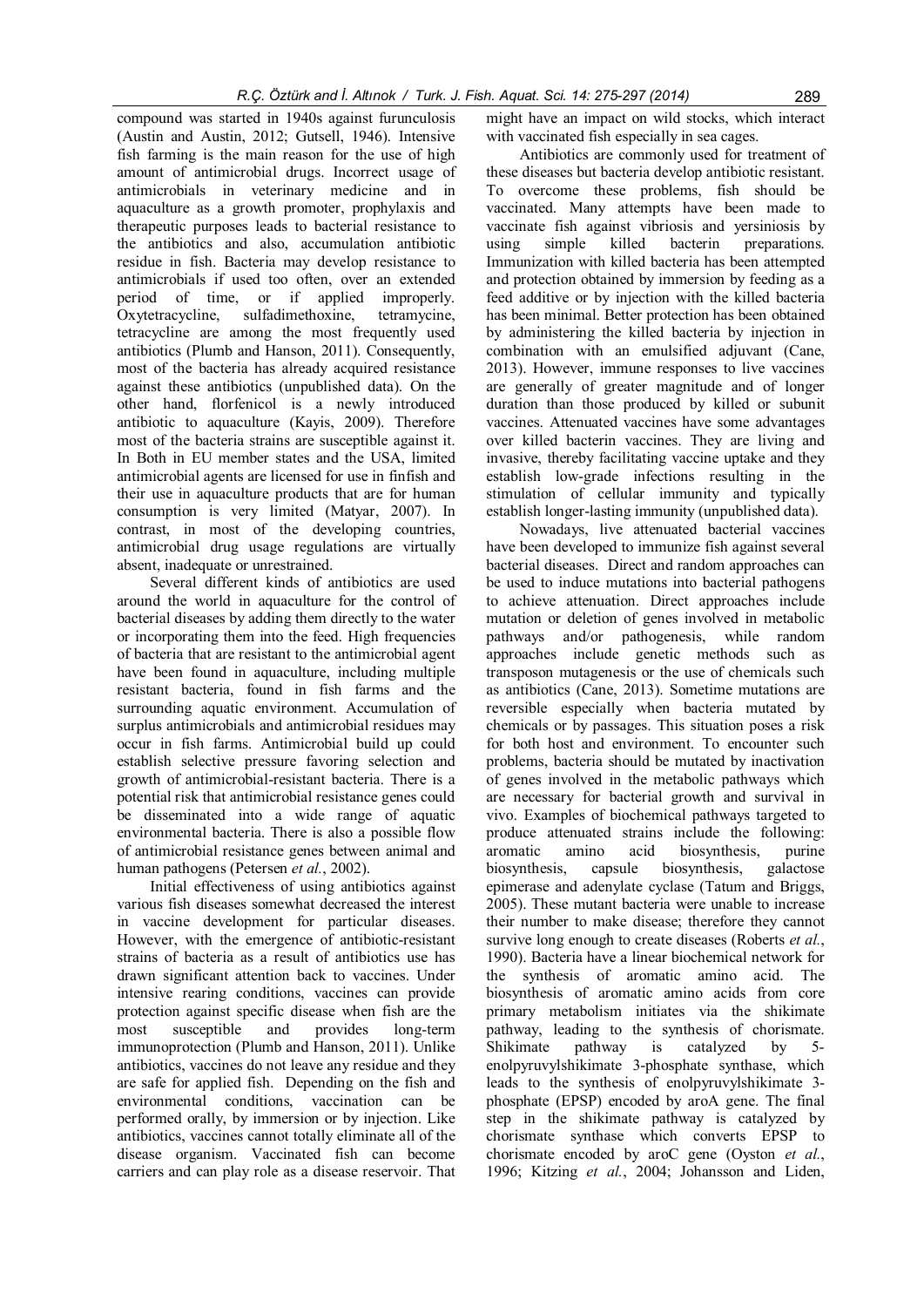compound was started in 1940s against furunculosis (Austin and Austin, 2012; Gutsell, 1946). Intensive fish farming is the main reason for the use of high amount of antimicrobial drugs. Incorrect usage of antimicrobials in veterinary medicine and in aquaculture as a growth promoter, prophylaxis and therapeutic purposes leads to bacterial resistance to the antibiotics and also, accumulation antibiotic residue in fish. Bacteria may develop resistance to antimicrobials if used too often, over an extended period of time, or if applied improperly. Oxytetracycline, sulfadimethoxine, tetramycine, tetracycline are among the most frequently used antibiotics (Plumb and Hanson, 2011). Consequently, most of the bacteria has already acquired resistance against these antibiotics (unpublished data). On the other hand, florfenicol is a newly introduced antibiotic to aquaculture (Kayis, 2009). Therefore most of the bacteria strains are susceptible against it. In Both in EU member states and the USA, limited antimicrobial agents are licensed for use in finfish and their use in aquaculture products that are for human consumption is very limited (Matyar, 2007). In contrast, in most of the developing countries, antimicrobial drug usage regulations are virtually absent, inadequate or unrestrained.

Several different kinds of antibiotics are used around the world in aquaculture for the control of bacterial diseases by adding them directly to the water or incorporating them into the feed. High frequencies of bacteria that are resistant to the antimicrobial agent have been found in aquaculture, including multiple resistant bacteria, found in fish farms and the surrounding aquatic environment. Accumulation of surplus antimicrobials and antimicrobial residues may occur in fish farms. Antimicrobial build up could establish selective pressure favoring selection and growth of antimicrobial-resistant bacteria. There is a potential risk that antimicrobial resistance genes could be disseminated into a wide range of aquatic environmental bacteria. There is also a possible flow of antimicrobial resistance genes between animal and human pathogens (Petersen *et al.*, 2002).

Initial effectiveness of using antibiotics against various fish diseases somewhat decreased the interest in vaccine development for particular diseases. However, with the emergence of antibiotic-resistant strains of bacteria as a result of antibiotics use has drawn significant attention back to vaccines. Under intensive rearing conditions, vaccines can provide protection against specific disease when fish are the most susceptible and provides long-term immunoprotection (Plumb and Hanson, 2011). Unlike antibiotics, vaccines do not leave any residue and they are safe for applied fish. Depending on the fish and environmental conditions, vaccination can be performed orally, by immersion or by injection. Like antibiotics, vaccines cannot totally eliminate all of the disease organism. Vaccinated fish can become carriers and can play role as a disease reservoir. That might have an impact on wild stocks, which interact with vaccinated fish especially in sea cages.

Antibiotics are commonly used for treatment of these diseases but bacteria develop antibiotic resistant. To overcome these problems, fish should be vaccinated. Many attempts have been made to vaccinate fish against vibriosis and yersiniosis by using simple killed bacterin preparations. Immunization with killed bacteria has been attempted and protection obtained by immersion by feeding as a feed additive or by injection with the killed bacteria has been minimal. Better protection has been obtained by administering the killed bacteria by injection in combination with an emulsified adjuvant (Cane, 2013). However, immune responses to live vaccines are generally of greater magnitude and of longer duration than those produced by killed or subunit vaccines. Attenuated vaccines have some advantages over killed bacterin vaccines. They are living and invasive, thereby facilitating vaccine uptake and they establish low-grade infections resulting in the stimulation of cellular immunity and typically establish longer-lasting immunity (unpublished data).

Nowadays, live attenuated bacterial vaccines have been developed to immunize fish against several bacterial diseases. Direct and random approaches can be used to induce mutations into bacterial pathogens to achieve attenuation. Direct approaches include mutation or deletion of genes involved in metabolic pathways and/or pathogenesis, while random approaches include genetic methods such as transposon mutagenesis or the use of chemicals such as antibiotics (Cane, 2013). Sometime mutations are reversible especially when bacteria mutated by chemicals or by passages. This situation poses a risk for both host and environment. To encounter such problems, bacteria should be mutated by inactivation of genes involved in the metabolic pathways which are necessary for bacterial growth and survival in vivo. Examples of biochemical pathways targeted to produce attenuated strains include the following: aromatic amino acid biosynthesis, purine biosynthesis, capsule biosynthesis, galactose epimerase and adenylate cyclase (Tatum and Briggs, 2005). These mutant bacteria were unable to increase their number to make disease; therefore they cannot survive long enough to create diseases (Roberts *et al.*, 1990). Bacteria have a linear biochemical network for the synthesis of aromatic amino acid. The biosynthesis of aromatic amino acids from core primary metabolism initiates via the shikimate pathway, leading to the synthesis of chorismate. Shikimate pathway is catalyzed by 5-enolpyruvylshikimate 3-phosphate synthase, which leads to the synthesis of enolpyruvylshikimate 3-phosphate (EPSP) encoded by aroA gene. The final step in the shikimate pathway is catalyzed by chorismate synthase which converts EPSP to chorismate encoded by aroC gene (Oyston *et al.*, 1996; Kitzing *et al.*, 2004; Johansson and Liden,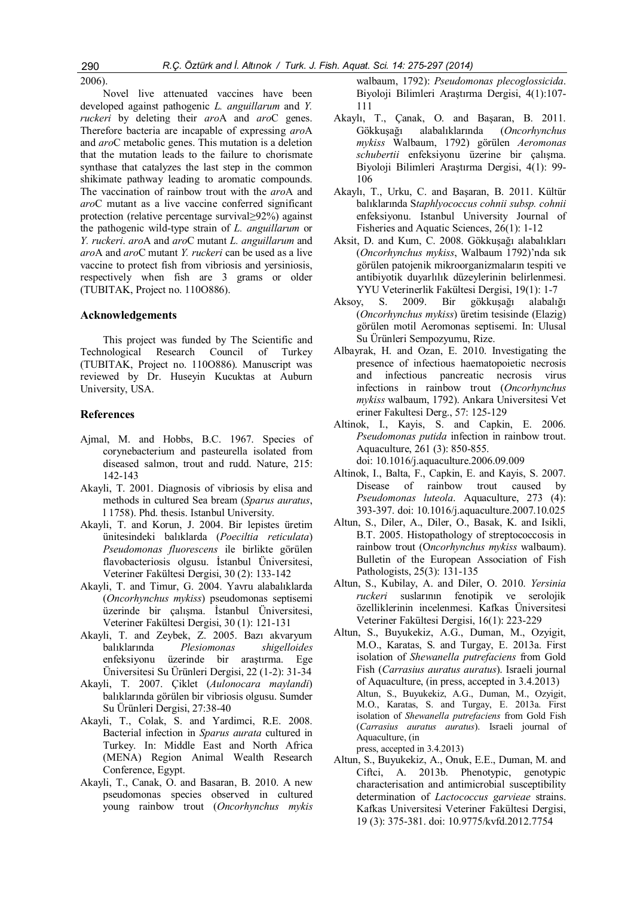2006).

Novel live attenuated vaccines have been developed against pathogenic *L. anguillarum* and *Y. ruckeri* by deleting their *aro*A and *aro*C genes. Therefore bacteria are incapable of expressing *aro*A and *aro*C metabolic genes. This mutation is a deletion that the mutation leads to the failure to chorismate synthase that catalyzes the last step in the common shikimate pathway leading to aromatic compounds. The vaccination of rainbow trout with the *aro*A and *aro*C mutant as a live vaccine conferred significant protection (relative percentage survival≥92%) against the pathogenic wild-type strain of *L. anguillarum* or *Y. ruckeri*. *aro*A and *aro*C mutant *L. anguillarum* and *aro*A and *aro*C mutant *Y. ruckeri* can be used as a live vaccine to protect fish from vibriosis and yersiniosis, respectively when fish are 3 grams or older (TUBITAK, Project no. 110O886).

## Acknowledgements

This project was funded by The Scientific and Technological Research Council of Turkey (TUBITAK, Project no. 110O886). Manuscript was reviewed by Dr. Huseyin Kucuktas at Auburn University, USA.

## References

Ajmal, M. and Hobbs, B.C. 1967. Species of corynebacterium and pasteurella isolated from diseased salmon, trout and rudd. Nature, 215: 142-143

Akayli, T. 2001. Diagnosis of vibriosis by elisa and methods in cultured Sea bream (*Sparus auratus*, l 1758). Phd. thesis. Istanbul University.

Akayli, T. and Korun, J. 2004. Bir lepistes üretim ünitesindeki balıklarda (*Poeciltia reticulata*) *Pseudomonas fluorescens* ile birlikte görülen flavobacteriosis olgusu. İstanbul Üniversitesi, Veteriner Fakültesi Dergisi, 30 (2): 133-142

Akayli, T. and Timur, G. 2004. Yavru alabalıklarda (*Oncorhynchus mykiss*) pseudomonas septisemi üzerinde bir çalışma. İstanbul Üniversitesi, Veteriner Fakültesi Dergisi, 30 (1): 121-131

Akayli, T. and Zeybek, Z. 2005. Bazı akvaryum balıklarında *Plesiomonas shigelloides* enfeksiyonu üzerinde bir araştırma. Ege Üniversitesi Su Ürünleri Dergisi, 22 (1-2): 31-34

Akayli, T. 2007. Çiklet (*Aulonocara maylandi*) balıklarında görülen bir vibriosis olgusu. Sumder Su Ürünleri Dergisi, 27:38-40

Akayli, T., Colak, S. and Yardimci, R.E. 2008. Bacterial infection in *Sparus aurata* cultured in Turkey. In: Middle East and North Africa (MENA) Region Animal Wealth Research Conference, Egypt.

Akayli, T., Canak, O. and Basaran, B. 2010. A new pseudomonas species observed in cultured young rainbow trout (*Oncorhynchus mykis walbaum*, 1792): *Pseudomonas plecoglossicida*. Biyoloji Bilimleri Araştırma Dergisi, 4(1):107-111

Akaylı, T., Çanak, O. and Başaran, B. 2011. Gökkuşağı alabalıklarında (*Oncorhynchus mykiss* Walbaum, 1792) görülen *Aeromonas schubertii* enfeksiyonu üzerine bir çalışma. Biyoloji Bilimleri Araştırma Dergisi, 4(1): 99-106

Akaylı, T., Urku, C. and Başaran, B. 2011. Kültür balıklarında S*taphlyococcus cohnii subsp. cohnii* enfeksiyonu. Istanbul University Journal of Fisheries and Aquatic Sciences, 26(1): 1-12

Aksit, D. and Kum, C. 2008. Gökkuşağı alabalıkları (*Oncorhynchus mykiss*, Walbaum 1792)'nda sık görülen patojenik mikroorganizmaların tespiti ve antibiyotik duyarlılık düzeylerinin belirlenmesi. YYU Veterinerlik Fakültesi Dergisi, 19(1): 1-7

Aksoy, S. 2009. Bir gökkuşağı alabalığı (*Oncorhynchus mykiss*) üretim tesisinde (Elazig) görülen motil Aeromonas septisemi. In: Ulusal Su Ürünleri Sempozyumu, Rize.

Albayrak, H. and Ozan, E. 2010. Investigating the presence of infectious haematopoietic necrosis and infectious pancreatic necrosis virus infections in rainbow trout (*Oncorhynchus mykiss* walbaum, 1792). Ankara Universitesi Vet eriner Fakultesi Derg., 57: 125-129

Altinok, I., Kayis, S. and Capkin, E. 2006. *Pseudomonas putida* infection in rainbow trout. Aquaculture, 261 (3): 850-855. doi: 10.1016/j.aquaculture.2006.09.009

Altinok, I., Balta, F., Capkin, E. and Kayis, S. 2007. Disease of rainbow trout caused by *Pseudomonas luteola*. Aquaculture, 273 (4): 393-397. doi: 10.1016/j.aquaculture.2007.10.025

Altun, S., Diler, A., Diler, O., Basak, K. and Isikli, B.T. 2005. Histopathology of streptococcosis in rainbow trout (O*ncorhynchus mykiss* walbaum). Bulletin of the European Association of Fish Pathologists, 25(3): 131-135

Altun, S., Kubilay, A. and Diler, O. 2010. *Yersinia ruckeri* suslarının fenotipik ve serolojik özelliklerinin incelenmesi. Kafkas Üniversitesi Veteriner Fakültesi Dergisi, 16(1): 223-229

Altun, S., Buyukekiz, A.G., Duman, M., Ozyigit, M.O., Karatas, S. and Turgay, E. 2013a. First isolation of *Shewanella putrefaciens* from Gold Fish (*Carrasius auratus auratus*). Israeli journal of Aquaculture, (in press, accepted in 3.4.2013) Altun, S., Buyukekiz, A.G., Duman, M., Ozyigit, M.O., Karatas, S. and Turgay, E. 2013a. First isolation of *Shewanella putrefaciens* from Gold Fish (*Carrasius auratus auratus*). Israeli journal of Aquaculture, (in press, accepted in 3.4.2013)

Altun, S., Buyukekiz, A., Onuk, E.E., Duman, M. and Ciftci, A. 2013b. Phenotypic, genotypic characterisation and antimicrobial susceptibility determination of *Lactococcus garvieae* strains. Kafkas Universitesi Veteriner Fakültesi Dergisi, 19 (3): 375-381. doi: 10.9775/kvfd.2012.7754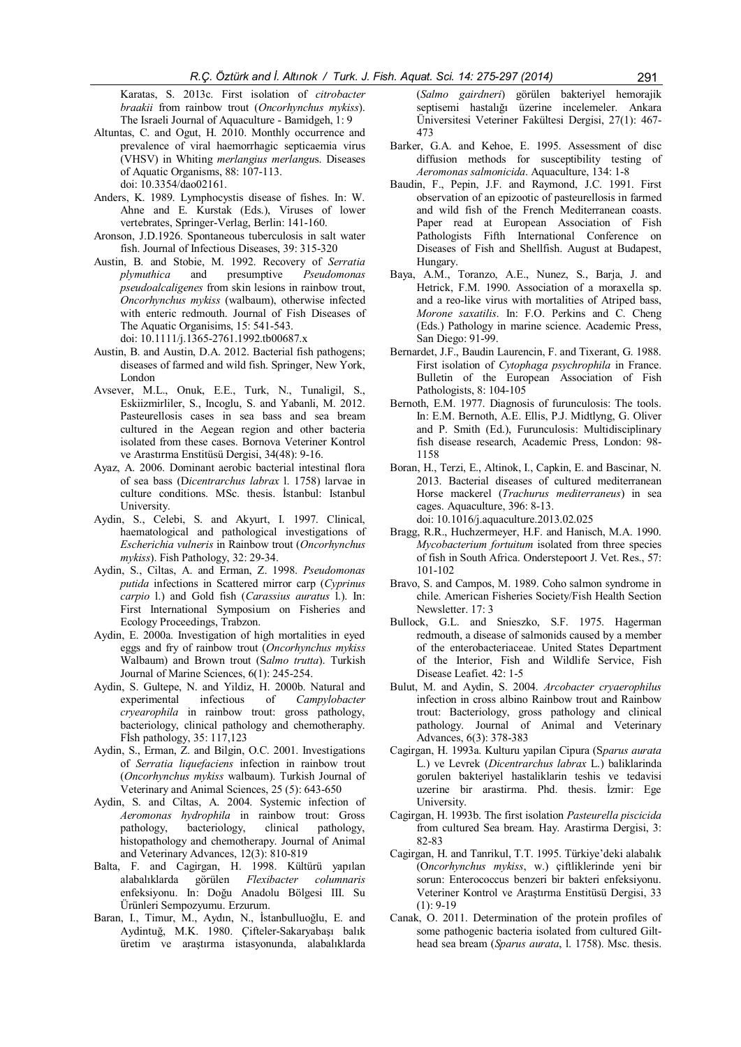Karatas, S. 2013c. First isolation of *citrobacter braakii* from rainbow trout (*Oncorhynchus mykiss*). The Israeli Journal of Aquaculture - Bamidgeh, 1: 9

Altuntas, C. and Ogut, H. 2010. Monthly occurrence and prevalence of viral haemorrhagic septicaemia virus (VHSV) in Whiting *merlangius merlangu*s. Diseases of Aquatic Organisms, 88: 107-113. doi: 10.3354/dao02161.

Anders, K. 1989. Lymphocystis disease of fishes. In: W. Ahne and E. Kurstak (Eds.), Viruses of lower vertebrates, Springer-Verlag, Berlin: 141-160.

Aronson, J.D.1926. Spontaneous tuberculosis in salt water fish. Journal of Infectious Diseases, 39: 315-320

Austin, B. and Stobie, M. 1992. Recovery of *Serratia plymuthica* and presumptive *Pseudomonas pseudoalcaligenes* from skin lesions in rainbow trout, *Oncorhynchus mykiss* (walbaum), otherwise infected with enteric redmouth. Journal of Fish Diseases of The Aquatic Organisims, 15: 541-543. doi: 10.1111/j.1365-2761.1992.tb00687.x

Austin, B. and Austin, D.A. 2012. Bacterial fish pathogens; diseases of farmed and wild fish. Springer, New York, London

Avsever, M.L., Onuk, E.E., Turk, N., Tunaligil, S., Eskiizmirliler, S., Incoglu, S. and Yabanli, M. 2012. Pasteurellosis cases in sea bass and sea bream cultured in the Aegean region and other bacteria isolated from these cases. Bornova Veteriner Kontrol ve Arastırma Enstitüsü Dergisi, 34(48): 9-16.

Ayaz, A. 2006. Dominant aerobic bacterial intestinal flora of sea bass (D*icentrarchus labrax* l. 1758) larvae in culture conditions. MSc. thesis. İstanbul: Istanbul University.

Aydin, S., Celebi, S. and Akyurt, I. 1997. Clinical, haematological and pathological investigations of *Escherichia vulneris* in Rainbow trout (*Oncorhynchus mykiss*). Fish Pathology, 32: 29-34.

Aydin, S., Ciltas, A. and Erman, Z. 1998. *Pseudomonas putida* infections in Scattered mirror carp (*Cyprinus carpio* l.) and Gold fish (*Carassius auratus* l.). In: First International Symposium on Fisheries and Ecology Proceedings, Trabzon.

Aydin, E. 2000a. Investigation of high mortalities in eyed eggs and fry of rainbow trout (*Oncorhynchus mykiss* Walbaum) and Brown trout (S*almo trutta*). Turkish Journal of Marine Sciences, 6(1): 245-254.

Aydin, S. Gultepe, N. and Yildiz, H. 2000b. Natural and experimental infectious of *Campylobacter cryearophila* in rainbow trout: gross pathology, bacteriology, clinical pathology and chemotheraphy. FIsh pathology, 35: 117,123

Aydin, S., Erman, Z. and Bilgin, O.C. 2001. Investigations of *Serratia liquefaciens* infection in rainbow trout (*Oncorhynchus mykiss* walbaum). Turkish Journal of Veterinary and Animal Sciences, 25 (5): 643-650

Aydin, S. and Ciltas, A. 2004. Systemic infection of *Aeromonas hydrophila* in rainbow trout: Gross pathology, bacteriology, clinical pathology, histopathology and chemotherapy. Journal of Animal and Veterinary Advances, 12(3): 810-819

Balta, F. and Cagirgan, H. 1998. Kültürü yapılan alabalıklarda görülen *Flexibacter columnaris* enfeksiyonu. In: Doğu Anadolu Bölgesi III. Su Ürünleri Sempozyumu. Erzurum.

Baran, I., Timur, M., Aydın, N., İstanbulluoğlu, E. and Aydintuğ, M.K. 1980. Çifteler-Sakaryabaşı balık üretim ve araştırma istasyonunda, alabalıklarda (*Salmo gairdneri*) görülen bakteriyel hemorajik septisemi hastalığı üzerine incelemeler. Ankara Üniversitesi Veteriner Fakültesi Dergisi, 27(1): 467-473

Barker, G.A. and Kehoe, E. 1995. Assessment of disc diffusion methods for susceptibility testing of *Aeromonas salmonicida*. Aquaculture, 134: 1-8

Baudin, F., Pepin, J.F. and Raymond, J.C. 1991. First observation of an epizootic of pasteurellosis in farmed and wild fish of the French Mediterranean coasts. Paper read at European Association of Fish Pathologists Fifth International Conference on Diseases of Fish and Shellfish. August at Budapest, Hungary.

Baya, A.M., Toranzo, A.E., Nunez, S., Barja, J. and Hetrick, F.M. 1990. Association of a moraxella sp. and a reo-like virus with mortalities of Atriped bass, *Morone saxatilis*. In: F.O. Perkins and C. Cheng (Eds.) Pathology in marine science. Academic Press, San Diego: 91-99.

Bernardet, J.F., Baudin Laurencin, F. and Tixerant, G. 1988. First isolation of *Cytophaga psychrophila* in France. Bulletin of the European Association of Fish Pathologists, 8: 104-105

Bernoth, E.M. 1977. Diagnosis of furunculosis: The tools. In: E.M. Bernoth, A.E. Ellis, P.J. Midtlyng, G. Oliver and P. Smith (Ed.), Furunculosis: Multidisciplinary fish disease research, Academic Press, London: 98-1158

Boran, H., Terzi, E., Altinok, I., Capkin, E. and Bascinar, N. 2013. Bacterial diseases of cultured mediterranean Horse mackerel (*Trachurus mediterraneus*) in sea cages. Aquaculture, 396: 8-13. doi: 10.1016/j.aquaculture.2013.02.025

Bragg, R.R., Huchzermeyer, H.F. and Hanisch, M.A. 1990. *Mycobacterium fortuitum* isolated from three species of fish in South Africa. Onderstepoort J. Vet. Res., 57: 101-102

Bravo, S. and Campos, M. 1989. Coho salmon syndrome in chile. American Fisheries Society/Fish Health Section Newsletter. 17: 3

Bullock, G.L. and Snieszko, S.F. 1975. Hagerman redmouth, a disease of salmonids caused by a member of the enterobacteriaceae. United States Department of the Interior, Fish and Wildlife Service, Fish Disease Leaflet. 42: 1-5

Bulut, M. and Aydin, S. 2004. *Arcobacter cryaerophilus* infection in cross albino Rainbow trout and Rainbow trout: Bacteriology, gross pathology and clinical pathology. Journal of Animal and Veterinary Advances, 6(3): 378-383

Cagirgan, H. 1993a. Kulturu yapilan Cipura (S*parus aurata* L.) ve Levrek (*Dicentrarchus labrax* L.) baliklarinda gorulen bakteriyel hastaliklarin teshis ve tedavisi uzerine bir arastirma. Phd. thesis. İzmir: Ege University.

Cagirgan, H. 1993b. The first isolation *Pasteurella piscicida* from cultured Sea bream. Hay. Arastirma Dergisi, 3: 82-83

Cagirgan, H. and Tanrikul, T.T. 1995. Türkiye'deki alabalık (O*ncorhynchus mykiss*, w.) çiftliklerinde yeni bir sorun: Enterococcus benzeri bir bakteri enfeksiyonu. Veteriner Kontrol ve Araştırma Enstitüsü Dergisi, 33 (1): 9-19

Canak, O. 2011. Determination of the protein profiles of some pathogenic bacteria isolated from cultured Gilthead sea bream (*Sparus aurata*, l. 1758). Msc. thesis.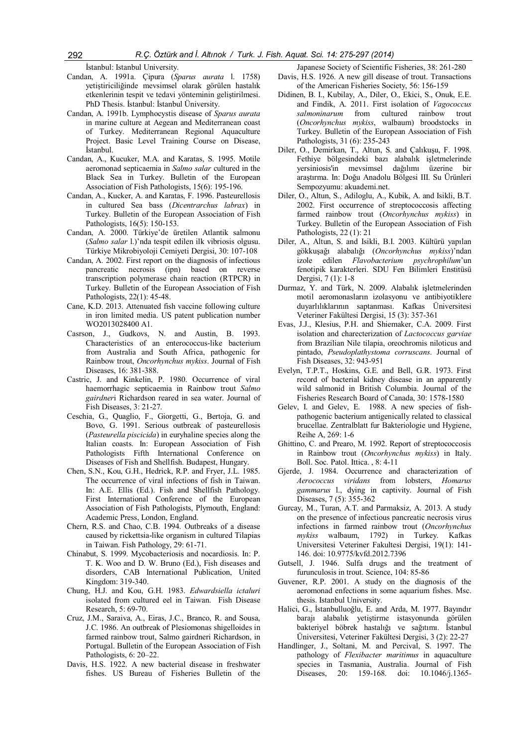İstanbul: Istanbul University.

Candan, A. 1991a. Çipura (*Sparus aurata* l. 1758) yetiştiriciliğinde mevsimsel olarak görülen hastalık etkenlerinin tespit ve tedavi yönteminin geliştirilmesi. PhD Thesis. İstanbul: İstanbul Üniversity.

Candan, A. 1991b. Lymphocystis disease of *Sparus aurata* in marine culture at Aegean and Mediterranean coast of Turkey. Mediterranean Regional Aquaculture Project. Basic Level Training Course on Disease, İstanbul.

Candan, A., Kucuker, M.A. and Karatas, S. 1995. Motile aeromonad septicaemia in *Salmo salar* cultured in the Black Sea in Turkey. Bulletin of the European Association of Fish Pathologists, 15(6): 195-196.

Candan, A., Kucker, A. and Karatas, F. 1996. Pasteurellosis in cultured Sea bass (*Dicentrarchus labrax*) in Turkey. Bulletin of the European Association of Fish Pathologists, 16(5): 150-153.

Candan, A. 2000. Türkiye'de üretilen Atlantik salmonu (*Salmo salar* l.)'nda tespit edilen ilk vibriosis olgusu. Türkiye Mikrobiyoloji Cemiyeti Dergisi, 30: 107-108

Candan, A. 2002. First report on the diagnosis of infectious pancreatic necrosis (ipn) based on reverse transcription polymerase chain reaction (RTPCR) in Turkey. Bulletin of the European Association of Fish Pathologists, 22(1): 45-48.

Cane, K.D. 2013. Attenuated fish vaccine following culture in iron limited media. US patent publication number WO2013028400 A1.

Casrson, J., Gudkovs, N. and Austin, B. 1993. Characteristics of an enterococcus-like bacterium from Australia and South Africa, pathogenic for Rainbow trout, *Oncorhynchus mykiss*. Journal of Fish Diseases, 16: 381-388.

Castric, J. and Kinkelin, P. 1980. Occurrence of viral haemorrhagic septicaemia in Rainbow trout *Salmo gairdneri* Richardson reared in sea water. Journal of Fish Diseases, 3: 21-27.

Ceschia, G., Quaglio, F., Giorgetti, G., Bertoja, G. and Bovo, G. 1991. Serious outbreak of pasteurellosis (*Pasteurella piscicida*) in euryhaline species along the Italian coasts. In: European Association of Fish Pathologists Fifth International Conference on Diseases of Fish and Shellfish. Budapest, Hungary.

Chen, S.N., Kou, G.H., Hedrick, R.P. and Fryer, J.L. 1985. The occurrence of viral infections of fish in Taiwan. In: A.E. Ellis (Ed.). Fish and Shellfish Pathology. First International Conference of the European Association of Fish Pathologists, Plymouth, England: Academic Press, London, England.

Chern, R.S. and Chao, C.B. 1994. Outbreaks of a disease caused by rickettsia-like organism in cultured Tilapias in Taiwan. Fish Pathology, 29: 61-71.

Chinabut, S. 1999. Mycobacteriosis and nocardiosis. In: P. T. K. Woo and D. W. Bruno (Ed.), Fish diseases and disorders, CAB International Publication, United Kingdom: 319-340.

Chung, H.J. and Kou, G.H. 1983. *Edwardsiella ictaluri* isolated from cultured eel in Taiwan. Fish Disease Research, 5: 69-70.

Cruz, J.M., Saraiva, A., Eiras, J.C., Branco, R. and Sousa, J.C. 1986. An outbreak of Plesiomonas shigelloides in farmed rainbow trout, Salmo gairdneri Richardson, in Portugal. Bulletin of the European Association of Fish Pathologists, 6: 20–22.

Davis, H.S. 1922. A new bacterial disease in freshwater fishes. US Bureau of Fisheries Bulletin of the Japanese Society of Scientific Fisheries, 38: 261-280

Davis, H.S. 1926. A new gill disease of trout. Transactions of the American Fisheries Society, 56: 156-159

Didinen, B. I., Kubilay, A., Diler, O., Ekici, S., Onuk, E.E. and Findik, A. 2011. First isolation of *Vagococcus salmoninarum* from cultured rainbow trout (*Oncorhynchus mykiss*, walbaum) broodstocks in Turkey. Bulletin of the European Association of Fish Pathologists, 31 (6): 235-243

Diler, O., Demirkan, T., Altun, S. and Çalıkuşu, F. 1998. Fethiye bölgesindeki bazı alabalık işletmelerinde yersiniosis'in mevsimsel dağılımı üzerine bir araştırma. In: Doğu Anadolu Bölgesi III. Su Ürünleri Sempozyumu: akuademi.net.

Diler, O., Altun, S., Adiloglu, A., Kubik, A. and Isikli, B.T. 2002. First occurrence of streptococcosis affecting farmed rainbow trout (*Oncorhynchus mykiss*) in Turkey. Bulletin of the European Association of Fish Pathologists, 22 (1): 21

Diler, A., Altun, S. and Isikli, B.I. 2003. Kültürü yapılan gökkuşağı alabalığı (*Oncorhynchus mykiss*)'ndan izole edilen *Flavobacterium psychrophilum*'un fenotipik karakterleri. SDU Fen Bilimleri Enstitüsü Dergisi, 7 (1): 1-8

Durmaz, Y. and Türk, N. 2009. Alabalık işletmelerinden motil aeromonasların izolasyonu ve antibiyotiklere duyarlılıklarının saptanması. Kafkas Üniversitesi Veteriner Fakültesi Dergisi, 15 (3): 357-361

Evas, J.J., Klesius, P.H. and Shiemaker, C.A. 2009. First isolation and charecterization of *Lactococcus garviae* from Brazilian Nile tilapia, oreochromis niloticus and pintado, *Pseudoplathystoma corruscans*. Journal of Fish Diseases, 32: 943-951

Evelyn, T.P.T., Hoskins, G.E. and Bell, G.R. 1973. First record of bacterial kidney disease in an apparently wild salmonid in British Columbia. Journal of the Fisheries Research Board of Canada, 30: 1578-1580

Gelev, I. and Gelev, E. 1988. A new species of fish-pathogenic bacterium antigenically related to classical brucellae. Zentralblatt fur Bakteriologie und Hygiene, Reihe A, 269: 1-6

Ghittino, C. and Prearo, M. 1992. Report of streptococcosis in Rainbow trout (*Oncorhynchus mykiss*) in Italy. Boll. Soc. Patol. Ittica. , 8: 4-11

Gjerde, J. 1984. Occurrence and characterization of *Aerococcus viridans* from lobsters, *Homarus gammarus* l., dying in captivity. Journal of Fish Diseases, 7 (5): 355-362

Gurcay, M., Turan, A.T. and Parmaksiz, A. 2013. A study on the presence of infectious pancreatic necrosis virus infections in farmed rainbow trout (*Oncorhynchus mykiss* walbaum, 1792) in Turkey. Kafkas Universitesi Veteriner Fakultesi Dergisi, 19(1): 141-146. doi: 10.9775/kvfd.2012.7396

Gutsell, J. 1946. Sulfa drugs and the treatment of furunculosis in trout. Science, 104: 85-86

Guvener, R.P. 2001. A study on the diagnosis of the aeromonad enfections in some aquarium fishes. Msc. thesis. Istanbul University.

Halici, G., İstanbulluoğlu, E. and Arda, M. 1977. Bayındır barajı alabalık yetiştirme istasyonunda görülen bakteriyel böbrek hastalığı ve sağıtımı. İstanbul Üniversitesi, Veteriner Fakültesi Dergisi, 3 (2): 22-27

Handlinger, J., Soltani, M. and Percival, S. 1997. The pathology of *Flexibacter maritimus* in aquaculture species in Tasmania, Australia. Journal of Fish Diseases, 20: 159-168. doi: 10.1046/j.1365-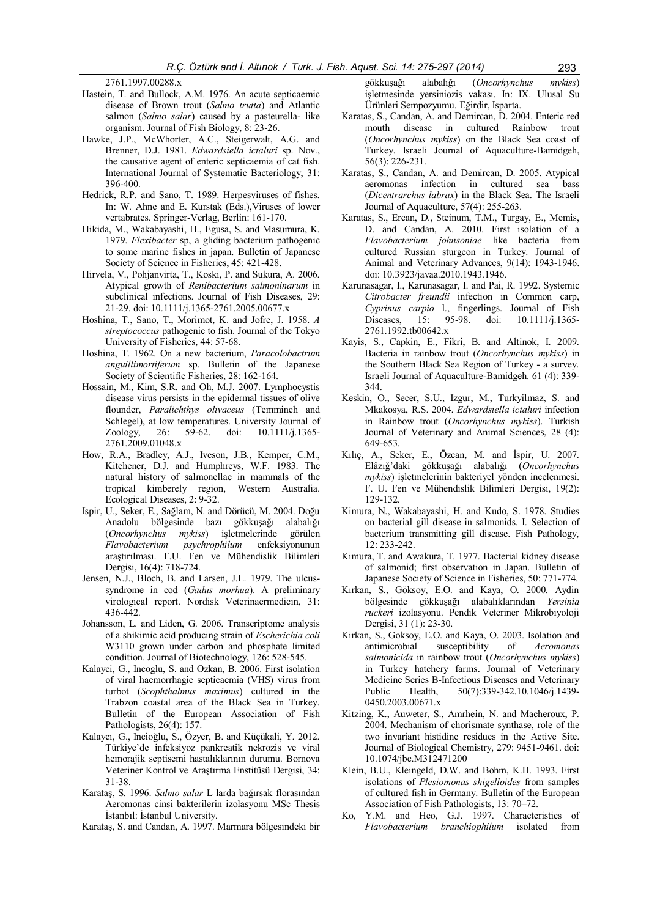2761.1997.00288.x

Hastein, T. and Bullock, A.M. 1976. An acute septicaemic disease of Brown trout (*Salmo trutta*) and Atlantic salmon (*Salmo salar*) caused by a pasteurella- like organism. Journal of Fish Biology, 8: 23-26.

Hawke, J.P., McWhorter, A.C., Steigerwalt, A.G. and Brenner, D.J. 1981. *Edwardsiella ictaluri* sp. Nov., the causative agent of enteric septicaemia of cat fish. International Journal of Systematic Bacteriology, 31: 396-400.

Hedrick, R.P. and Sano, T. 1989. Herpesviruses of fishes. In: W. Ahne and E. Kurstak (Eds.),Viruses of lower vertabrates. Springer-Verlag, Berlin: 161-170.

Hikida, M., Wakabayashi, H., Egusa, S. and Masumura, K. 1979. *Flexibacter* sp, a gliding bacterium pathogenic to some marine fishes in japan. Bulletin of Japanese Society of Science in Fisheries, 45: 421-428.

Hirvela, V., Pohjanvirta, T., Koski, P. and Sukura, A. 2006. Atypical growth of *Renibacterium salmoninarum* in subclinical infections. Journal of Fish Diseases, 29: 21-29. doi: 10.1111/j.1365-2761.2005.00677.x

Hoshina, T., Sano, T., Morimot, K. and Jofre, J. 1958. *A streptococcus* pathogenic to fish. Journal of the Tokyo University of Fisheries, 44: 57-68.

Hoshina, T. 1962. On a new bacterium, *Paracolobactrum anguillimortiferum* sp. Bulletin of the Japanese Society of Scientific Fisheries, 28: 162-164.

Hossain, M., Kim, S.R. and Oh, M.J. 2007. Lymphocystis disease virus persists in the epidermal tissues of olive flounder, *Paralichthys olivaceus* (Temminch and Schlegel), at low temperatures. University Journal of Zoology, 26: 59-62. doi: 10.1111/j.1365-2761.2009.01048.x

How, R.A., Bradley, A.J., Iveson, J.B., Kemper, C.M., Kitchener, D.J. and Humphreys, W.F. 1983. The natural history of salmonellae in mammals of the tropical kimberely region, Western Australia. Ecological Diseases, 2: 9-32.

Ispir, U., Seker, E., Sağlam, N. and Dörücü, M. 2004. Doğu Anadolu bölgesinde bazı gökkuşağı alabalığı (*Oncorhynchus mykiss*) işletmelerinde görülen *Flavobacterium psychrophilum* enfeksiyonunun araştırılması. F.U. Fen ve Mühendislik Bilimleri Dergisi, 16(4): 718-724.

Jensen, N.J., Bloch, B. and Larsen, J.L. 1979. The ulcus-syndrome in cod (*Gadus morhua*). A preliminary virological report. Nordisk Veterinaermedicin, 31: 436-442.

Johansson, L. and Liden, G. 2006. Transcriptome analysis of a shikimic acid producing strain of *Escherichia coli* W3110 grown under carbon and phosphate limited condition. Journal of Biotechnology, 126: 528-545.

Kalayci, G., Incoglu, S. and Ozkan, B. 2006. First isolation of viral haemorrhagic septicaemia (VHS) virus from turbot (*Scophthalmus maximus*) cultured in the Trabzon coastal area of the Black Sea in Turkey. Bulletin of the European Association of Fish Pathologists, 26(4): 157.

Kalaycı, G., Incioğlu, S., Özyer, B. and Küçükali, Y. 2012. Türkiye'de infeksiyoz pankreatik nekrozis ve viral hemorajik septisemi hastalıklarının durumu. Bornova Veteriner Kontrol ve Araştırma Enstitüsü Dergisi, 34: 31-38.

Karataş, S. 1996. *Salmo salar* L larda bağırsak florasından Aeromonas cinsi bakterilerin izolasyonu MSc Thesis İstanbıl: İstanbul University.

Karataş, S. and Candan, A. 1997. Marmara bölgesindeki bir gökkuşağı alabalığı (*Oncorhynchus mykiss*) işletmesinde yersiniozis vakası. In: IX. Ulusal Su Ürünleri Sempozyumu. Eğirdir, Isparta.

Karatas, S., Candan, A. and Demircan, D. 2004. Enteric red mouth disease in cultured Rainbow trout (*Oncorhynchus mykiss*) on the Black Sea coast of Turkey. Israeli Journal of Aquaculture-Bamidgeh, 56(3): 226-231.

Karatas, S., Candan, A. and Demircan, D. 2005. Atypical aeromonas infection in cultured sea bass (*Dicentrarchus labrax*) in the Black Sea. The Israeli Journal of Aquaculture, 57(4): 255-263.

Karatas, S., Ercan, D., Steinum, T.M., Turgay, E., Memis, D. and Candan, A. 2010. First isolation of a *Flavobacterium johnsoniae* like bacteria from cultured Russian sturgeon in Turkey. Journal of Animal and Veterinary Advances, 9(14): 1943-1946. doi: 10.3923/javaa.2010.1943.1946.

Karunasagar, I., Karunasagar, I. and Pai, R. 1992. Systemic *Citrobacter freundii* infection in Common carp, *Cyprinus carpio* l., fingerlings. Journal of Fish Diseases, 15: 95-98. doi: 10.1111/j.1365-2761.1992.tb00642.x

Kayis, S., Capkin, E., Fikri, B. and Altinok, I. 2009. Bacteria in rainbow trout (*Oncorhynchus mykiss*) in the Southern Black Sea Region of Turkey - a survey. Israeli Journal of Aquaculture-Bamidgeh. 61 (4): 339-344.

Keskin, O., Secer, S.U., Izgur, M., Turkyilmaz, S. and Mkakosya, R.S. 2004. *Edwardsiella ictaluri* infection in Rainbow trout (*Oncorhynchus mykiss*). Turkish Journal of Veterinary and Animal Sciences, 28 (4): 649-653.

Kılıç, A., Seker, E., Özcan, M. and İspir, U. 2007. Elâzığ'daki gökkuşağı alabalığı (*Oncorhynchus mykiss*) işletmelerinin bakteriyel yönden incelenmesi. F. U. Fen ve Mühendislik Bilimleri Dergisi, 19(2): 129-132.

Kimura, N., Wakabayashi, H. and Kudo, S. 1978. Studies on bacterial gill disease in salmonids. I. Selection of bacterium transmitting gill disease. Fish Pathology, 12: 233-242.

Kimura, T. and Awakura, T. 1977. Bacterial kidney disease of salmonid; first observation in Japan. Bulletin of Japanese Society of Science in Fisheries, 50: 771-774.

Kırkan, S., Göksoy, E.O. and Kaya, O. 2000. Aydin bölgesinde gökkuşağı alabalıklarından *Yersinia ruckeri* izolasyonu. Pendik Veteriner Mikrobiyoloji Dergisi, 31 (1): 23-30.

Kirkan, S., Goksoy, E.O. and Kaya, O. 2003. Isolation and antimicrobial susceptibility of *Aeromonas salmonicida* in rainbow trout (*Oncorhynchus mykiss*) in Turkey hatchery farms. Journal of Veterinary Medicine Series B-Infectious Diseases and Veterinary Public Health, 50(7):339-342.10.1046/j.1439-0450.2003.00671.x

Kitzing, K., Auweter, S., Amrhein, N. and Macheroux, P. 2004. Mechanism of chorismate synthase, role of the two invariant histidine residues in the Active Site. Journal of Biological Chemistry, 279: 9451-9461. doi: 10.1074/jbc.M312471200

Klein, B.U., Kleingeld, D.W. and Bohm, K.H. 1993. First isolations of *Plesiomonas shigelloides* from samples of cultured fish in Germany. Bulletin of the European Association of Fish Pathologists, 13: 70–72.

Ko, Y.M. and Heo, G.J. 1997. Characteristics of *Flavobacterium branchiophilum* isolated from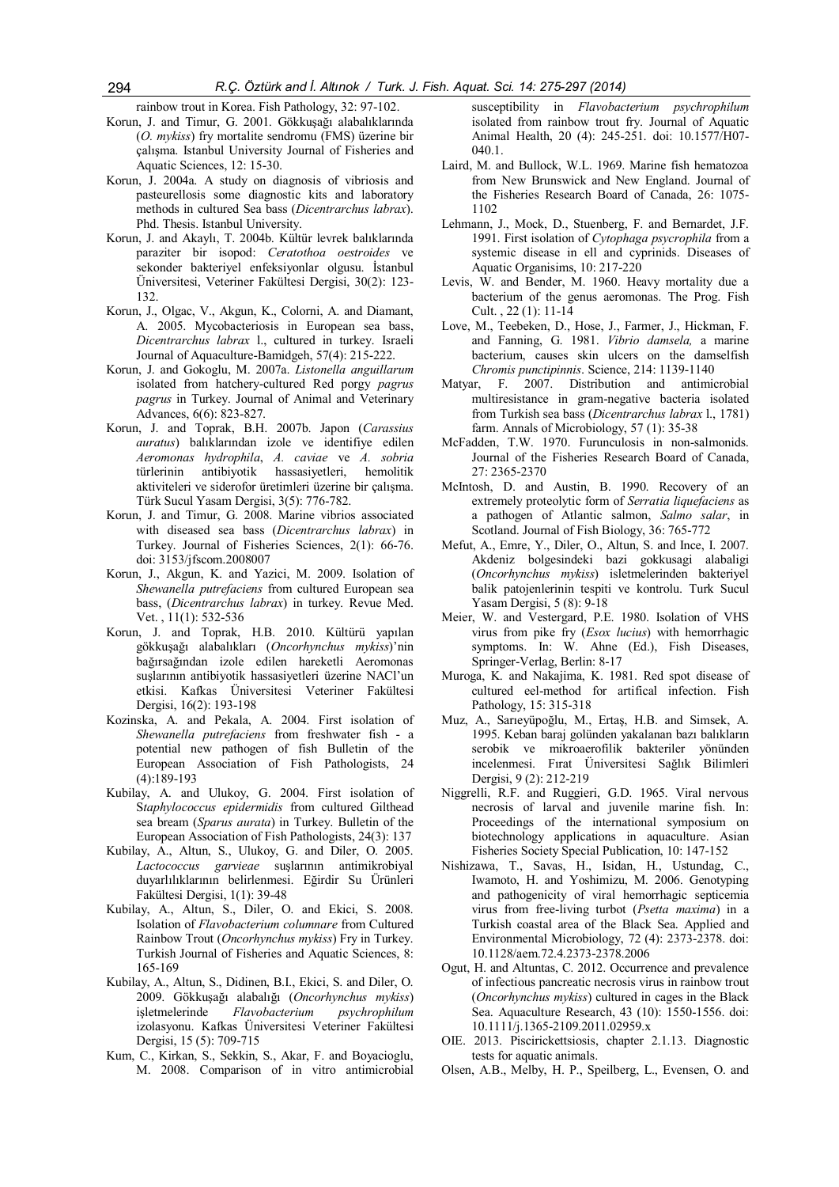rainbow trout in Korea. Fish Pathology, 32: 97-102.

Korun, J. and Timur, G. 2001. Gökkuşağı alabalıklarında (*O. mykiss*) fry mortalite sendromu (FMS) üzerine bir çalışma. Istanbul University Journal of Fisheries and Aquatic Sciences, 12: 15-30.

Korun, J. 2004a. A study on diagnosis of vibriosis and pasteurellosis some diagnostic kits and laboratory methods in cultured Sea bass (*Dicentrarchus labrax*). Phd. Thesis. Istanbul University.

Korun, J. and Akaylı, T. 2004b. Kültür levrek balıklarında paraziter bir isopod: *Ceratothoa oestroides* ve sekonder bakteriyel enfeksiyonlar olgusu. İstanbul Üniversitesi, Veteriner Fakültesi Dergisi, 30(2): 123-132.

Korun, J., Olgac, V., Akgun, K., Colorni, A. and Diamant, A. 2005. Mycobacteriosis in European sea bass, *Dicentrarchus labrax* l., cultured in turkey. Israeli Journal of Aquaculture-Bamidgeh, 57(4): 215-222.

Korun, J. and Gokoglu, M. 2007a. *Listonella anguillarum* isolated from hatchery-cultured Red porgy *pagrus pagrus* in Turkey. Journal of Animal and Veterinary Advances, 6(6): 823-827.

Korun, J. and Toprak, B.H. 2007b. Japon (*Carassius auratus*) balıklarından izole ve identifiye edilen *Aeromonas hydrophila*, *A. caviae* ve *A. sobria* türlerinin antibiyotik hassasiyetleri, hemolitik aktiviteleri ve siderofor üretimleri üzerine bir çalışma. Türk Sucul Yasam Dergisi, 3(5): 776-782.

Korun, J. and Timur, G. 2008. Marine vibrios associated with diseased sea bass (*Dicentrarchus labrax*) in Turkey. Journal of Fisheries Sciences, 2(1): 66-76. doi: 3153/jfscom.2008007

Korun, J., Akgun, K. and Yazici, M. 2009. Isolation of *Shewanella putrefaciens* from cultured European sea bass, (*Dicentrarchus labrax*) in turkey. Revue Med. Vet. , 11(1): 532-536

Korun, J. and Toprak, H.B. 2010. Kültürü yapılan gökkuşağı alabalıkları (*Oncorhynchus mykiss*)'nin bağırsağından izole edilen hareketli Aeromonas suşlarının antibiyotik hassasiyetleri üzerine NACl'un etkisi. Kafkas Üniversitesi Veteriner Fakültesi Dergisi, 16(2): 193-198

Kozinska, A. and Pekala, A. 2004. First isolation of *Shewanella putrefaciens* from freshwater fish - a potential new pathogen of fish Bulletin of the European Association of Fish Pathologists, 24 (4):189-193

Kubilay, A. and Ulukoy, G. 2004. First isolation of S*taphylococcus epidermidis* from cultured Gilthead sea bream (*Sparus aurata*) in Turkey. Bulletin of the European Association of Fish Pathologists, 24(3): 137

Kubilay, A., Altun, S., Ulukoy, G. and Diler, O. 2005. *Lactococcus garvieae* suşlarının antimikrobiyal duyarlılıklarının belirlenmesi. Eğirdir Su Ürünleri Fakültesi Dergisi, 1(1): 39-48

Kubilay, A., Altun, S., Diler, O. and Ekici, S. 2008. Isolation of *Flavobacterium columnare* from Cultured Rainbow Trout (*Oncorhynchus mykiss*) Fry in Turkey. Turkish Journal of Fisheries and Aquatic Sciences, 8: 165-169

Kubilay, A., Altun, S., Didinen, B.I., Ekici, S. and Diler, O. 2009. Gökkuşağı alabalığı (*Oncorhynchus mykiss*) işletmelerinde *Flavobacterium psychrophilum* izolasyonu. Kafkas Üniversitesi Veteriner Fakültesi Dergisi, 15 (5): 709-715

Kum, C., Kirkan, S., Sekkin, S., Akar, F. and Boyacioglu, M. 2008. Comparison of in vitro antimicrobial susceptibility in *Flavobacterium psychrophilum* isolated from rainbow trout fry. Journal of Aquatic Animal Health, 20 (4): 245-251. doi: 10.1577/H07-040.1.

Laird, M. and Bullock, W.L. 1969. Marine fish hematozoa from New Brunswick and New England. Journal of the Fisheries Research Board of Canada, 26: 1075-1102

Lehmann, J., Mock, D., Stuenberg, F. and Bernardet, J.F. 1991. First isolation of *Cytophaga psycrophila* from a systemic disease in ell and cyprinids. Diseases of Aquatic Organisims, 10: 217-220

Levis, W. and Bender, M. 1960. Heavy mortality due a bacterium of the genus aeromonas. The Prog. Fish Cult. , 22 (1): 11-14

Love, M., Teebeken, D., Hose, J., Farmer, J., Hickman, F. and Fanning, G. 1981. *Vibrio damsela,* a marine bacterium, causes skin ulcers on the damselfish *Chromis punctipinnis*. Science, 214: 1139-1140

Matyar, F. 2007. Distribution and antimicrobial multiresistance in gram-negative bacteria isolated from Turkish sea bass (*Dicentrarchus labrax* l., 1781) farm. Annals of Microbiology, 57 (1): 35-38

McFadden, T.W. 1970. Furunculosis in non-salmonids. Journal of the Fisheries Research Board of Canada, 27: 2365-2370

McIntosh, D. and Austin, B. 1990. Recovery of an extremely proteolytic form of *Serratia liquefaciens* as a pathogen of Atlantic salmon, *Salmo salar*, in Scotland. Journal of Fish Biology, 36: 765-772

Mefut, A., Emre, Y., Diler, O., Altun, S. and Ince, I. 2007. Akdeniz bolgesindeki bazi gokkusagi alabaligi (*Oncorhynchus mykiss*) isletmelerinden bakteriyel balik patojenlerinin tespiti ve kontrolu. Turk Sucul Yasam Dergisi, 5 (8): 9-18

Meier, W. and Vestergard, P.E. 1980. Isolation of VHS virus from pike fry (*Esox lucius*) with hemorrhagic symptoms. In: W. Ahne (Ed.), Fish Diseases, Springer-Verlag, Berlin: 8-17

Muroga, K. and Nakajima, K. 1981. Red spot disease of cultured eel-method for artifical infection. Fish Pathology, 15: 315-318

Muz, A., Sarıeyüpoğlu, M., Ertaş, H.B. and Simsek, A. 1995. Keban baraj golünden yakalanan bazı balıkların serobik ve mikroaerofilik bakteriler yönünden incelenmesi. Fırat Üniversitesi Sağlık Bilimleri Dergisi, 9 (2): 212-219

Niggrelli, R.F. and Ruggieri, G.D. 1965. Viral nervous necrosis of larval and juvenile marine fish. In: Proceedings of the international symposium on biotechnology applications in aquaculture. Asian Fisheries Society Special Publication, 10: 147-152

Nishizawa, T., Savas, H., Isidan, H., Ustundag, C., Iwamoto, H. and Yoshimizu, M. 2006. Genotyping and pathogenicity of viral hemorrhagic septicemia virus from free-living turbot (*Psetta maxima*) in a Turkish coastal area of the Black Sea. Applied and Environmental Microbiology, 72 (4): 2373-2378. doi: 10.1128/aem.72.4.2373-2378.2006

Ogut, H. and Altuntas, C. 2012. Occurrence and prevalence of infectious pancreatic necrosis virus in rainbow trout (*Oncorhynchus mykiss*) cultured in cages in the Black Sea. Aquaculture Research, 43 (10): 1550-1556. doi: 10.1111/j.1365-2109.2011.02959.x

OIE. 2013. Piscirickettsiosis, chapter 2.1.13. Diagnostic tests for aquatic animals.

Olsen, A.B., Melby, H. P., Speilberg, L., Evensen, O. and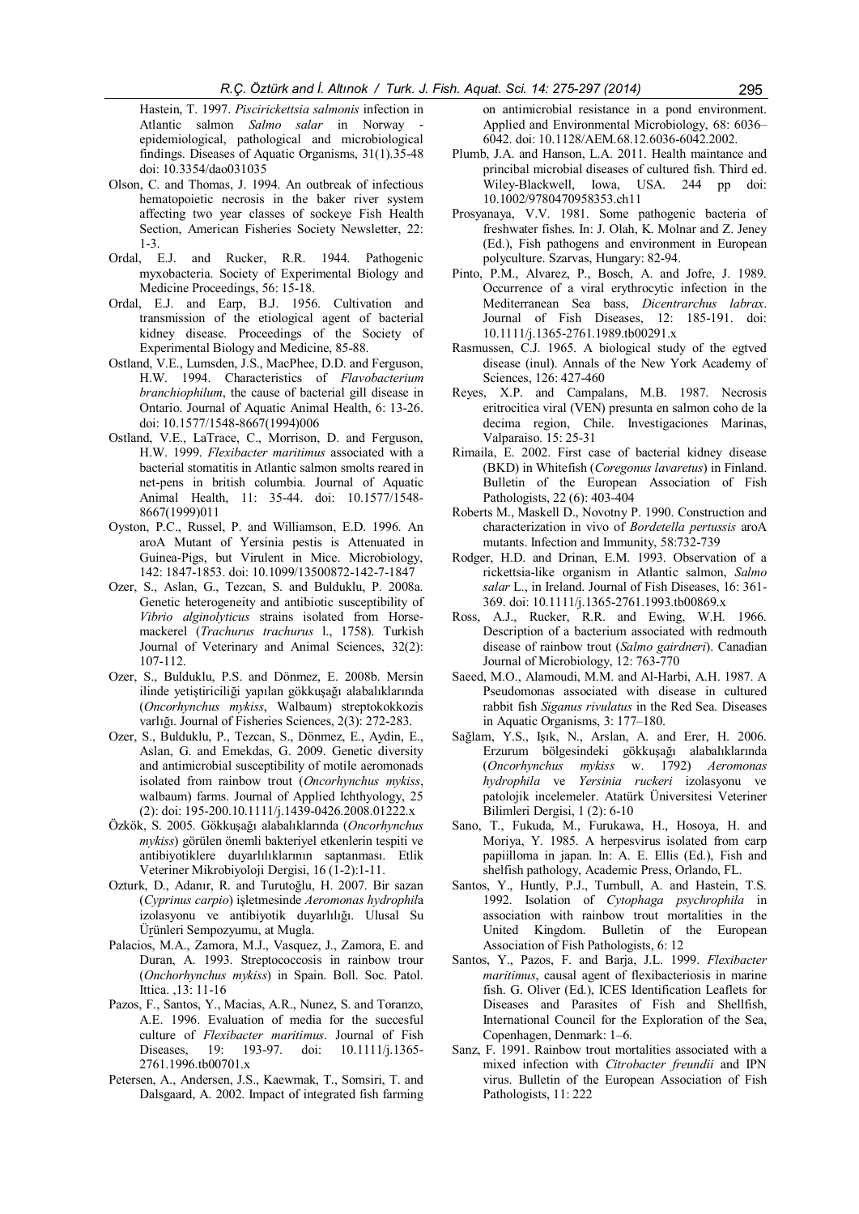Hastein, T. 1997. *Piscirickettsia salmonis* infection in Atlantic salmon *Salmo salar* in Norway - epidemiological, pathological and microbiological findings. Diseases of Aquatic Organisms, 31(1).35-48 doi: 10.3354/dao031035

Olson, C. and Thomas, J. 1994. An outbreak of infectious hematopoietic necrosis in the baker river system affecting two year classes of sockeye Fish Health Section, American Fisheries Society Newsletter, 22: 1-3.

Ordal, E.J. and Rucker, R.R. 1944. Pathogenic myxobacteria. Society of Experimental Biology and Medicine Proceedings, 56: 15-18.

Ordal, E.J. and Earp, B.J. 1956. Cultivation and transmission of the etiological agent of bacterial kidney disease. Proceedings of the Society of Experimental Biology and Medicine, 85-88.

Ostland, V.E., Lumsden, J.S., MacPhee, D.D. and Ferguson, H.W. 1994. Characteristics of *Flavobacterium branchiophilum*, the cause of bacterial gill disease in Ontario. Journal of Aquatic Animal Health, 6: 13-26. doi: 10.1577/1548-8667(1994)006

Ostland, V.E., LaTrace, C., Morrison, D. and Ferguson, H.W. 1999. *Flexibacter maritimus* associated with a bacterial stomatitis in Atlantic salmon smolts reared in net-pens in british columbia. Journal of Aquatic Animal Health, 11: 35-44. doi: 10.1577/1548-8667(1999)011

Oyston, P.C., Russel, P. and Williamson, E.D. 1996. An aroA Mutant of Yersinia pestis is Attenuated in Guinea-Pigs, but Virulent in Mice. Microbiology, 142: 1847-1853. doi: 10.1099/13500872-142-7-1847

Ozer, S., Aslan, G., Tezcan, S. and Bulduklu, P. 2008a. Genetic heterogeneity and antibiotic susceptibility of *Vibrio alginolyticus* strains isolated from Horse-mackerel (*Trachurus trachurus* l., 1758). Turkish Journal of Veterinary and Animal Sciences, 32(2): 107-112.

Ozer, S., Bulduklu, P.S. and Dönmez, E. 2008b. Mersin ilinde yetiştiriciliği yapılan gökkuşağı alabalıklarında (*Oncorhynchus mykiss*, Walbaum) streptokokkozis varlığı. Journal of Fisheries Sciences, 2(3): 272-283.

Ozer, S., Bulduklu, P., Tezcan, S., Dönmez, E., Aydin, E., Aslan, G. and Emekdas, G. 2009. Genetic diversity and antimicrobial susceptibility of motile aeromonads isolated from rainbow trout (*Oncorhynchus mykiss*, walbaum) farms. Journal of Applied Ichthyology, 25 (2): doi: 195-200.10.1111/j.1439-0426.2008.01222.x

Özkök, S. 2005. Gökkuşağı alabalıklarında (*Oncorhynchus mykiss*) görülen önemli bakteriyel etkenlerin tespiti ve antibiyotiklere duyarlılıklarının saptanması. Etlik Veteriner Mikrobiyoloji Dergisi, 16 (1-2):1-11.

Ozturk, D., Adanır, R. and Turutoğlu, H. 2007. Bir sazan (*Cyprinus carpio*) işletmesinde *Aeromonas hydrophil*a izolasyonu ve antibiyotik duyarlılığı. Ulusal Su Ürünleri Sempozyumu, at Mugla.

Palacios, M.A., Zamora, M.J., Vasquez, J., Zamora, E. and Duran, A. 1993. Streptococcosis in rainbow trour (*Onchorhynchus mykiss*) in Spain. Boll. Soc. Patol. Ittica. ,13: 11-16

Pazos, F., Santos, Y., Macias, A.R., Nunez, S. and Toranzo, A.E. 1996. Evaluation of media for the succesful culture of *Flexibacter maritimus*. Journal of Fish Diseases, 19: 193-97. doi: 10.1111/j.1365-2761.1996.tb00701.x

Petersen, A., Andersen, J.S., Kaewmak, T., Somsiri, T. and Dalsgaard, A. 2002. Impact of integrated fish farming on antimicrobial resistance in a pond environment. Applied and Environmental Microbiology, 68: 6036–6042. doi: 10.1128/AEM.68.12.6036-6042.2002.

Plumb, J.A. and Hanson, L.A. 2011. Health maintance and princibal microbial diseases of cultured fish. Third ed. Wiley-Blackwell, Iowa, USA. 244 pp doi: 10.1002/9780470958353.ch11

Prosyanaya, V.V. 1981. Some pathogenic bacteria of freshwater fishes. In: J. Olah, K. Molnar and Z. Jeney (Ed.), Fish pathogens and environment in European polyculture. Szarvas, Hungary: 82-94.

Pinto, P.M., Alvarez, P., Bosch, A. and Jofre, J. 1989. Occurrence of a viral erythrocytic infection in the Mediterranean Sea bass, *Dicentrarchus labrax*. Journal of Fish Diseases, 12: 185-191. doi: 10.1111/j.1365-2761.1989.tb00291.x

Rasmussen, C.J. 1965. A biological study of the egtved disease (inul). Annals of the New York Academy of Sciences, 126: 427-460

Reyes, X.P. and Campalans, M.B. 1987. Necrosis eritrocitica viral (VEN) presunta en salmon coho de la decima region, Chile. Investigaciones Marinas, Valparaiso. 15: 25-31

Rimaila, E. 2002. First case of bacterial kidney disease (BKD) in Whitefish (*Coregonus lavaretus*) in Finland. Bulletin of the European Association of Fish Pathologists, 22 (6): 403-404

Roberts M., Maskell D., Novotny P. 1990. Construction and characterization in vivo of *Bordetella pertussis* aroA mutants. Infection and Immunity, 58:732-739

Rodger, H.D. and Drinan, E.M. 1993. Observation of a rickettsia-like organism in Atlantic salmon, *Salmo salar* L., in Ireland. Journal of Fish Diseases, 16: 361-369. doi: 10.1111/j.1365-2761.1993.tb00869.x

Ross, A.J., Rucker, R.R. and Ewing, W.H. 1966. Description of a bacterium associated with redmouth disease of rainbow trout (*Salmo gairdneri*). Canadian Journal of Microbiology, 12: 763-770

Saeed, M.O., Alamoudi, M.M. and Al-Harbi, A.H. 1987. A Pseudomonas associated with disease in cultured rabbit fish *Siganus rivulatus* in the Red Sea. Diseases in Aquatic Organisms, 3: 177–180.

Sağlam, Y.S., Işık, N., Arslan, A. and Erer, H. 2006. Erzurum bölgesindeki gökkuşağı alabalıklarında (*Oncorhynchus mykiss* w. 1792) *Aeromonas hydrophila* ve *Yersinia ruckeri* izolasyonu ve patolojik incelemeler. Atatürk Üniversitesi Veteriner Bilimleri Dergisi, 1 (2): 6-10

Sano, T., Fukuda, M., Furukawa, H., Hosoya, H. and Moriya, Y. 1985. A herpesvirus isolated from carp papiilloma in japan. In: A. E. Ellis (Ed.), Fish and shelfish pathology, Academic Press, Orlando, FL.

Santos, Y., Huntly, P.J., Turnbull, A. and Hastein, T.S. 1992. Isolation of *Cytophaga psychrophila* in association with rainbow trout mortalities in the United Kingdom. Bulletin of the European Association of Fish Pathologists, 6: 12

Santos, Y., Pazos, F. and Barja, J.L. 1999. *Flexibacter maritimus*, causal agent of flexibacteriosis in marine fish. G. Oliver (Ed.), ICES Identification Leaflets for Diseases and Parasites of Fish and Shellfish, International Council for the Exploration of the Sea, Copenhagen, Denmark: 1–6.

Sanz, F. 1991. Rainbow trout mortalities associated with a mixed infection with *Citrobacter freundii* and IPN virus. Bulletin of the European Association of Fish Pathologists, 11: 222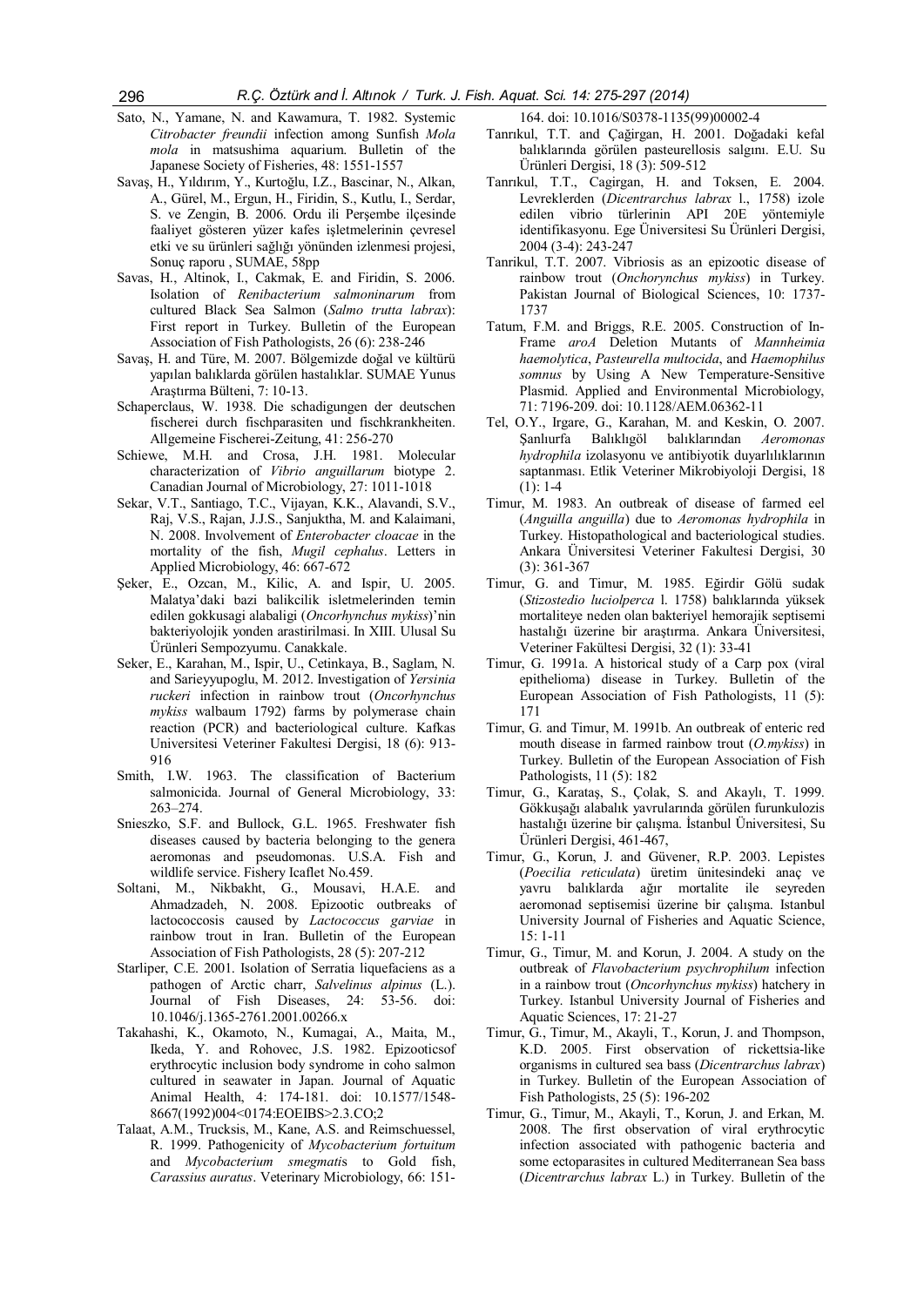Sato, N., Yamane, N. and Kawamura, T. 1982. Systemic *Citrobacter freundii* infection among Sunfish *Mola mola* in matsushima aquarium. Bulletin of the Japanese Society of Fisheries, 48: 1551-1557

Savaş, H., Yıldırım, Y., Kurtoğlu, I.Z., Bascinar, N., Alkan, A., Gürel, M., Ergun, H., Firidin, S., Kutlu, I., Serdar, S. ve Zengin, B. 2006. Ordu ili Perşembe ilçesinde faaliyet gösteren yüzer kafes işletmelerinin çevresel etki ve su ürünleri sağlığı yönünden izlenmesi projesi, Sonuç raporu , SUMAE, 58pp

Savas, H., Altinok, I., Cakmak, E. and Firidin, S. 2006. Isolation of *Renibacterium salmoninarum* from cultured Black Sea Salmon (*Salmo trutta labrax*): First report in Turkey. Bulletin of the European Association of Fish Pathologists, 26 (6): 238-246

Savaş, H. and Türe, M. 2007. Bölgemizde doğal ve kültürü yapılan balıklarda görülen hastalıklar. SUMAE Yunus Araştırma Bülteni, 7: 10-13.

Schaperclaus, W. 1938. Die schadigungen der deutschen fischerei durch fischparasiten und fischkrankheiten. Allgemeine Fischerei-Zeitung, 41: 256-270

Schiewe, M.H. and Crosa, J.H. 1981. Molecular characterization of *Vibrio anguillarum* biotype 2. Canadian Journal of Microbiology, 27: 1011-1018

Sekar, V.T., Santiago, T.C., Vijayan, K.K., Alavandi, S.V., Raj, V.S., Rajan, J.J.S., Sanjuktha, M. and Kalaimani, N. 2008. Involvement of *Enterobacter cloacae* in the mortality of the fish, *Mugil cephalus*. Letters in Applied Microbiology, 46: 667-672

Şeker, E., Ozcan, M., Kilic, A. and Ispir, U. 2005. Malatya'daki bazi balikcilik isletmelerinden temin edilen gokkusagi alabaligi (*Oncorhynchus mykiss*)'nin bakteriyolojik yonden arastirilmasi. In XIII. Ulusal Su Ürünleri Sempozyumu. Canakkale.

Seker, E., Karahan, M., Ispir, U., Cetinkaya, B., Saglam, N. and Sarieyyupoglu, M. 2012. Investigation of *Yersinia ruckeri* infection in rainbow trout (*Oncorhynchus mykiss* walbaum 1792) farms by polymerase chain reaction (PCR) and bacteriological culture. Kafkas Universitesi Veteriner Fakultesi Dergisi, 18 (6): 913-916

Smith, I.W. 1963. The classification of Bacterium salmonicida. Journal of General Microbiology, 33: 263–274.

Snieszko, S.F. and Bullock, G.L. 1965. Freshwater fish diseases caused by bacteria belonging to the genera aeromonas and pseudomonas. U.S.A. Fish and wildlife service. Fishery Icaflet No.459.

Soltani, M., Nikbakht, G., Mousavi, H.A.E. and Ahmadzadeh, N. 2008. Epizootic outbreaks of lactococcosis caused by *Lactococcus garviae* in rainbow trout in Iran. Bulletin of the European Association of Fish Pathologists, 28 (5): 207-212

Starliper, C.E. 2001. Isolation of Serratia liquefaciens as a pathogen of Arctic charr, *Salvelinus alpinus* (L.). Journal of Fish Diseases, 24: 53-56. doi: 10.1046/j.1365-2761.2001.00266.x

Takahashi, K., Okamoto, N., Kumagai, A., Maita, M., Ikeda, Y. and Rohovec, J.S. 1982. Epizooticsof erythrocytic inclusion body syndrome in coho salmon cultured in seawater in Japan. Journal of Aquatic Animal Health, 4: 174-181. doi: 10.1577/1548-8667(1992)004<0174:EOEIBS>2.3.CO;2

Talaat, A.M., Trucksis, M., Kane, A.S. and Reimschuessel, R. 1999. Pathogenicity of *Mycobacterium fortuitum* and *Mycobacterium smegmati*s to Gold fish, *Carassius auratus*. Veterinary Microbiology, 66: 151-164. doi: 10.1016/S0378-1135(99)00002-4

Tanrıkul, T.T. and Çağirgan, H. 2001. Doğadaki kefal balıklarında görülen pasteurellosis salgını. E.U. Su Ürünleri Dergisi, 18 (3): 509-512

Tanrıkul, T.T., Cagirgan, H. and Toksen, E. 2004. Levreklerden (*Dicentrarchus labrax* l., 1758) izole edilen vibrio türlerinin API 20E yöntemiyle identifikasyonu. Ege Üniversitesi Su Ürünleri Dergisi, 2004 (3-4): 243-247

Tanrikul, T.T. 2007. Vibriosis as an epizootic disease of rainbow trout (*Onchorynchus mykiss*) in Turkey. Pakistan Journal of Biological Sciences, 10: 1737-1737

Tatum, F.M. and Briggs, R.E. 2005. Construction of In-Frame *aroA* Deletion Mutants of *Mannheimia haemolytica*, *Pasteurella multocida*, and *Haemophilus somnus* by Using A New Temperature-Sensitive Plasmid. Applied and Environmental Microbiology, 71: 7196-209. doi: 10.1128/AEM.06362-11

Tel, O.Y., Irgare, G., Karahan, M. and Keskin, O. 2007. Şanlıurfa Balıklıgöl balıklarından *Aeromonas hydrophila* izolasyonu ve antibiyotik duyarlılıklarının saptanması. Etlik Veteriner Mikrobiyoloji Dergisi, 18 (1): 1-4

Timur, M. 1983. An outbreak of disease of farmed eel (*Anguilla anguilla*) due to *Aeromonas hydrophila* in Turkey. Histopathological and bacteriological studies. Ankara Üniversitesi Veteriner Fakultesi Dergisi, 30 (3): 361-367

Timur, G. and Timur, M. 1985. Eğirdir Gölü sudak (*Stizostedio luciolperca* l. 1758) balıklarında yüksek mortaliteye neden olan bakteriyel hemorajik septisemi hastalığı üzerine bir araştırma. Ankara Üniversitesi, Veteriner Fakültesi Dergisi, 32 (1): 33-41

Timur, G. 1991a. A historical study of a Carp pox (viral epithelioma) disease in Turkey. Bulletin of the European Association of Fish Pathologists, 11 (5): 171

Timur, G. and Timur, M. 1991b. An outbreak of enteric red mouth disease in farmed rainbow trout (*O.mykiss*) in Turkey. Bulletin of the European Association of Fish Pathologists, 11 (5): 182

Timur, G., Karataş, S., Çolak, S. and Akaylı, T. 1999. Gökkuşağı alabalık yavrularında görülen furunkulozis hastalığı üzerine bir çalışma. İstanbul Üniversitesi, Su Ürünleri Dergisi, 461-467,

Timur, G., Korun, J. and Güvener, R.P. 2003. Lepistes (*Poecilia reticulata*) üretim ünitesindeki anaç ve yavru balıklarda ağır mortalite ile seyreden aeromonad septisemisi üzerine bir çalışma. Istanbul University Journal of Fisheries and Aquatic Science, 15: 1-11

Timur, G., Timur, M. and Korun, J. 2004. A study on the outbreak of *Flavobacterium psychrophilum* infection in a rainbow trout (*Oncorhynchus mykiss*) hatchery in Turkey. Istanbul University Journal of Fisheries and Aquatic Sciences, 17: 21-27

Timur, G., Timur, M., Akayli, T., Korun, J. and Thompson, K.D. 2005. First observation of rickettsia-like organisms in cultured sea bass (*Dicentrarchus labrax*) in Turkey. Bulletin of the European Association of Fish Pathologists, 25 (5): 196-202

Timur, G., Timur, M., Akayli, T., Korun, J. and Erkan, M. 2008. The first observation of viral erythrocytic infection associated with pathogenic bacteria and some ectoparasites in cultured Mediterranean Sea bass (*Dicentrarchus labrax* L.) in Turkey. Bulletin of the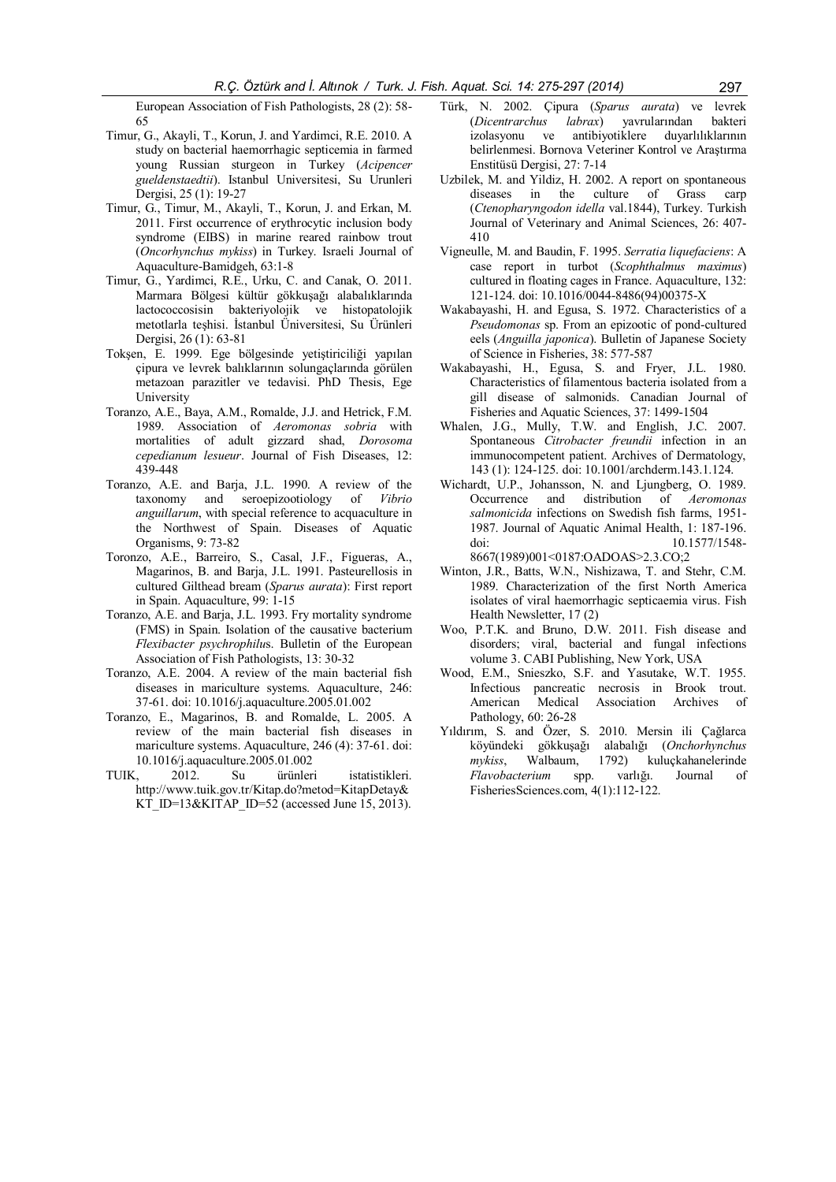European Association of Fish Pathologists, 28 (2): 58-65

Timur, G., Akayli, T., Korun, J. and Yardimci, R.E. 2010. A study on bacterial haemorrhagic septicemia in farmed young Russian sturgeon in Turkey (*Acipencer gueldenstaedtii*). Istanbul Universitesi, Su Urunleri Dergisi, 25 (1): 19-27

Timur, G., Timur, M., Akayli, T., Korun, J. and Erkan, M. 2011. First occurrence of erythrocytic inclusion body syndrome (EIBS) in marine reared rainbow trout (*Oncorhynchus mykiss*) in Turkey. Israeli Journal of Aquaculture-Bamidgeh, 63:1-8

Timur, G., Yardimci, R.E., Urku, C. and Canak, O. 2011. Marmara Bölgesi kültür gökkuşağı alabalıklarında lactococcosisin bakteriyolojik ve histopatolojik metotlarla teşhisi. İstanbul Üniversitesi, Su Ürünleri Dergisi, 26 (1): 63-81

Tokşen, E. 1999. Ege bölgesinde yetiştiriciliği yapılan çipura ve levrek balıklarının solungaçlarında görülen metazoan parazitler ve tedavisi. PhD Thesis, Ege University

Toranzo, A.E., Baya, A.M., Romalde, J.J. and Hetrick, F.M. 1989. Association of *Aeromonas sobria* with mortalities of adult gizzard shad, *Dorosoma cepedianum lesueur*. Journal of Fish Diseases, 12: 439-448

Toranzo, A.E. and Barja, J.L. 1990. A review of the taxonomy and seroepizootiology of *Vibrio anguillarum*, with special reference to acquaculture in the Northwest of Spain. Diseases of Aquatic Organisms, 9: 73-82

Toronzo, A.E., Barreiro, S., Casal, J.F., Figueras, A., Magarinos, B. and Barja, J.L. 1991. Pasteurellosis in cultured Gilthead bream (*Sparus aurata*): First report in Spain. Aquaculture, 99: 1-15

Toranzo, A.E. and Barja, J.L. 1993. Fry mortality syndrome (FMS) in Spain. Isolation of the causative bacterium *Flexibacter psychrophilu*s. Bulletin of the European Association of Fish Pathologists, 13: 30-32

Toranzo, A.E. 2004. A review of the main bacterial fish diseases in mariculture systems. Aquaculture, 246: 37-61. doi: 10.1016/j.aquaculture.2005.01.002

Toranzo, E., Magarinos, B. and Romalde, L. 2005. A review of the main bacterial fish diseases in mariculture systems. Aquaculture, 246 (4): 37-61. doi: 10.1016/j.aquaculture.2005.01.002

TUIK, 2012. Su ürünleri istatistikleri. http://www.tuik.gov.tr/Kitap.do?metod=KitapDetay&KT_ID=13&KITAP_ID=52 (accessed June 15, 2013).

Türk, N. 2002. Çipura (*Sparus aurata*) ve levrek (*Dicentrarchus labrax*) yavrularından bakteri izolasyonu ve antibiyotiklere duyarlılıklarının belirlenmesi. Bornova Veteriner Kontrol ve Araştırma Enstitüsü Dergisi, 27: 7-14

Uzbilek, M. and Yildiz, H. 2002. A report on spontaneous diseases in the culture of Grass carp (*Ctenopharyngodon idella* val.1844), Turkey. Turkish Journal of Veterinary and Animal Sciences, 26: 407-410

Vigneulle, M. and Baudin, F. 1995. *Serratia liquefaciens*: A case report in turbot (*Scophthalmus maximus*) cultured in floating cages in France. Aquaculture, 132: 121-124. doi: 10.1016/0044-8486(94)00375-X

Wakabayashi, H. and Egusa, S. 1972. Characteristics of a *Pseudomonas* sp. From an epizootic of pond-cultured eels (*Anguilla japonica*). Bulletin of Japanese Society of Science in Fisheries, 38: 577-587

Wakabayashi, H., Egusa, S. and Fryer, J.L. 1980. Characteristics of filamentous bacteria isolated from a gill disease of salmonids. Canadian Journal of Fisheries and Aquatic Sciences, 37: 1499-1504

Whalen, J.G., Mully, T.W. and English, J.C. 2007. Spontaneous *Citrobacter freundii* infection in an immunocompetent patient. Archives of Dermatology, 143 (1): 124-125. doi: 10.1001/archderm.143.1.124.

Wichardt, U.P., Johansson, N. and Ljungberg, O. 1989. Occurrence and distribution of *Aeromonas salmonicida* infections on Swedish fish farms, 1951-1987. Journal of Aquatic Animal Health, 1: 187-196. doi: 10.1577/1548-8667(1989)001<0187:OADOAS>2.3.CO;2

Winton, J.R., Batts, W.N., Nishizawa, T. and Stehr, C.M. 1989. Characterization of the first North America isolates of viral haemorrhagic septicaemia virus. Fish Health Newsletter, 17 (2)

Woo, P.T.K. and Bruno, D.W. 2011. Fish disease and disorders; viral, bacterial and fungal infections volume 3. CABI Publishing, New York, USA

Wood, E.M., Snieszko, S.F. and Yasutake, W.T. 1955. Infectious pancreatic necrosis in Brook trout. American Medical Association Archives of Pathology, 60: 26-28

Yıldırım, S. and Özer, S. 2010. Mersin ili Çağlarca köyündeki gökkuşağı alabalığı (*Onchorhynchus mykiss*, Walbaum, 1792) kuluçkahanelerinde *Flavobacterium* spp. varlığı. Journal of FisheriesSciences.com, 4(1):112-122.